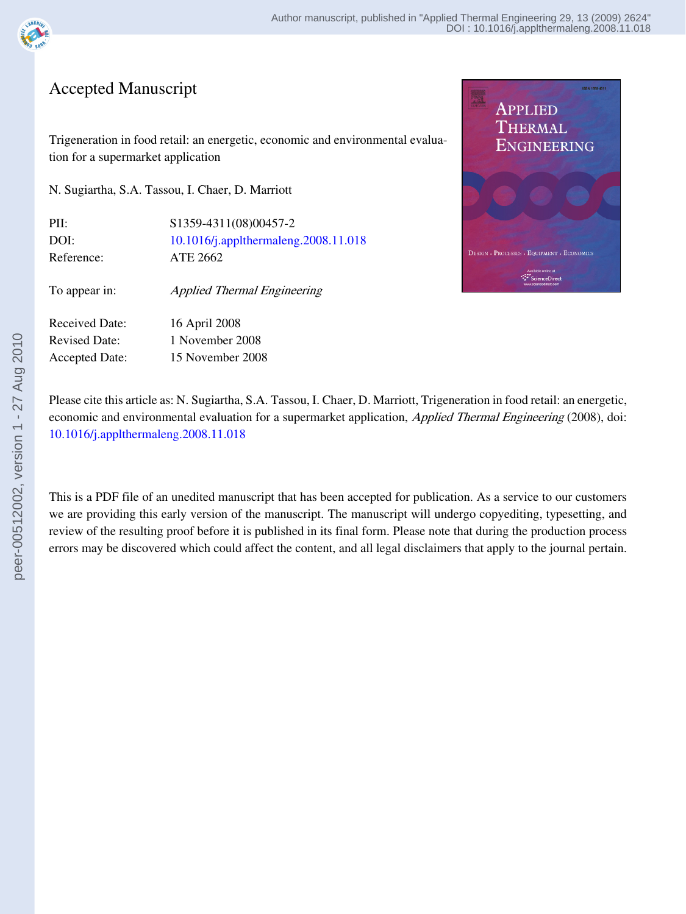# Accepted Manuscript

Trigeneration in food retail: an energetic, economic and environmental evaluation for a supermarket application

N. Sugiartha, S.A. Tassou, I. Chaer, D. Marriott

| | |
|---|---|
| PII: | S1359-4311(08)00457-2 |
| DOI: | 10.1016/j.applthermaleng.2008.11.018 |
| Reference: | ATE 2662 |
| | |
| To appear in: | *Applied Thermal Engineering* |
| | |
| Received Date: | 16 April 2008 |
| Revised Date: | 1 November 2008 |
| Accepted Date: | 15 November 2008 |

Please cite this article as: N. Sugiartha, S.A. Tassou, I. Chaer, D. Marriott, Trigeneration in food retail: an energetic, economic and environmental evaluation for a supermarket application, *Applied Thermal Engineering* (2008), doi: 10.1016/j.applthermaleng.2008.11.018

This is a PDF file of an unedited manuscript that has been accepted for publication. As a service to our customers we are providing this early version of the manuscript. The manuscript will undergo copyediting, typesetting, and review of the resulting proof before it is published in its final form. Please note that during the production process errors may be discovered which could affect the content, and all legal disclaimers that apply to the journal pertain.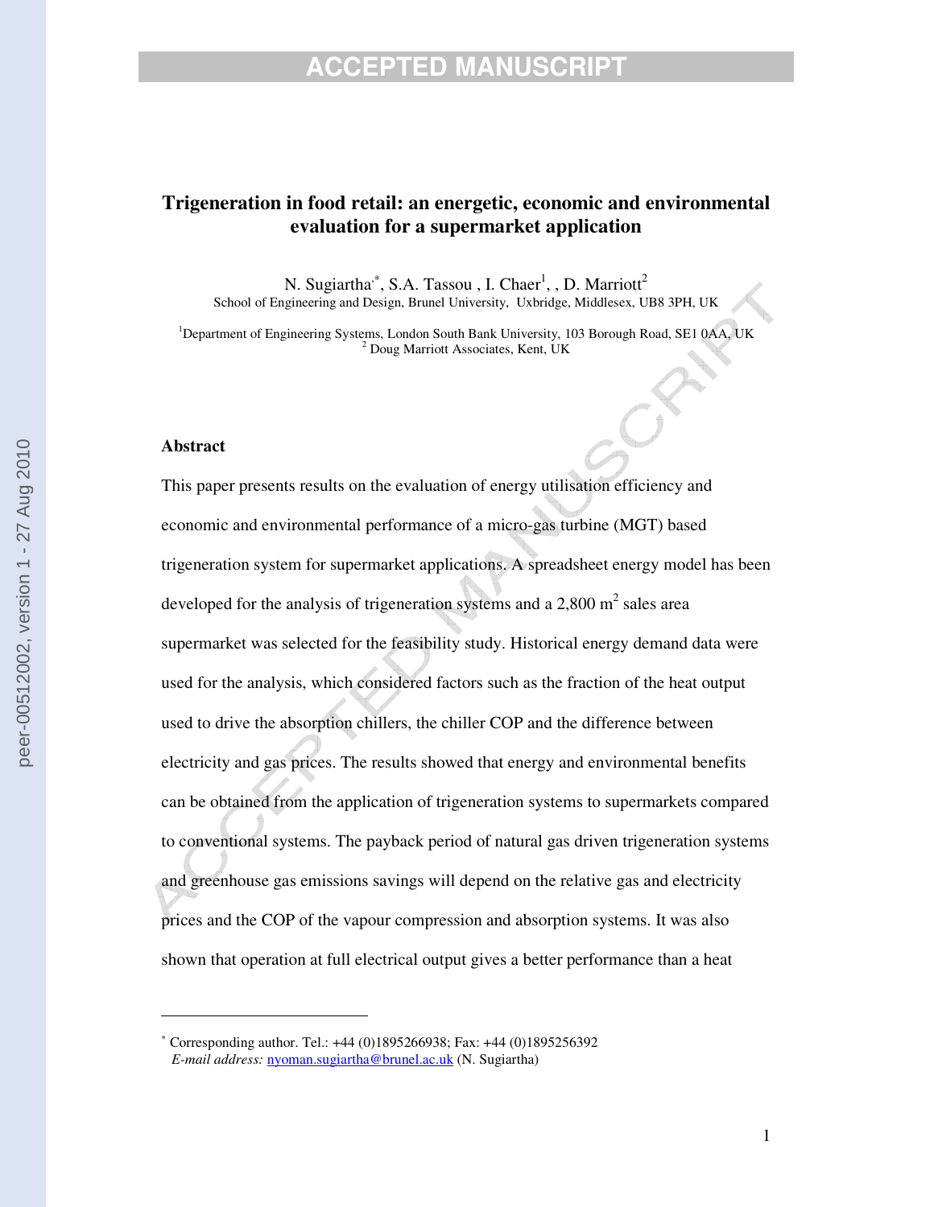# Trigeneration in food retail: an energetic, economic and environmental evaluation for a supermarket application

N. Sugiartha[*], S.A. Tassou , I. Chaer[1], , D. Marriott[2]

School of Engineering and Design, Brunel University, Uxbridge, Middlesex, UB8 3PH, UK

[1]Department of Engineering Systems, London South Bank University, 103 Borough Road, SE1 0AA, UK

[2] Doug Marriott Associates, Kent, UK

## Abstract

This paper presents results on the evaluation of energy utilisation efficiency and economic and environmental performance of a micro-gas turbine (MGT) based trigeneration system for supermarket applications. A spreadsheet energy model has been developed for the analysis of trigeneration systems and a 2,800 m$^2$ sales area supermarket was selected for the feasibility study. Historical energy demand data were used for the analysis, which considered factors such as the fraction of the heat output used to drive the absorption chillers, the chiller COP and the difference between electricity and gas prices. The results showed that energy and environmental benefits can be obtained from the application of trigeneration systems to supermarkets compared to conventional systems. The payback period of natural gas driven trigeneration systems and greenhouse gas emissions savings will depend on the relative gas and electricity prices and the COP of the vapour compression and absorption systems. It was also shown that operation at full electrical output gives a better performance than a heat

[*] Corresponding author. Tel.: +44 (0)1895266938; Fax: +44 (0)1895256392
*E-mail address:* nyoman.sugiartha@brunel.ac.uk (N. Sugiartha)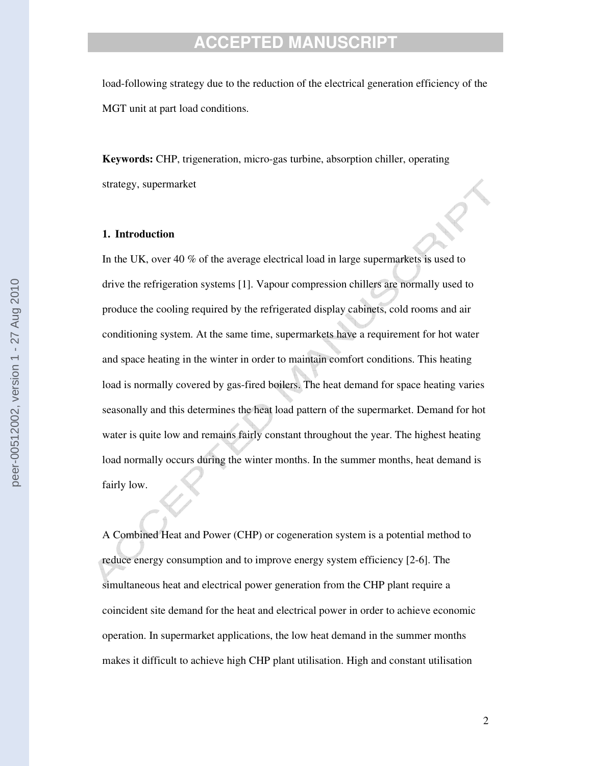load-following strategy due to the reduction of the electrical generation efficiency of the MGT unit at part load conditions.

**Keywords:** CHP, trigeneration, micro-gas turbine, absorption chiller, operating strategy, supermarket

## 1. Introduction

In the UK, over 40 % of the average electrical load in large supermarkets is used to drive the refrigeration systems [1]. Vapour compression chillers are normally used to produce the cooling required by the refrigerated display cabinets, cold rooms and air conditioning system. At the same time, supermarkets have a requirement for hot water and space heating in the winter in order to maintain comfort conditions. This heating load is normally covered by gas-fired boilers. The heat demand for space heating varies seasonally and this determines the heat load pattern of the supermarket. Demand for hot water is quite low and remains fairly constant throughout the year. The highest heating load normally occurs during the winter months. In the summer months, heat demand is fairly low.

A Combined Heat and Power (CHP) or cogeneration system is a potential method to reduce energy consumption and to improve energy system efficiency [2-6]. The simultaneous heat and electrical power generation from the CHP plant require a coincident site demand for the heat and electrical power in order to achieve economic operation. In supermarket applications, the low heat demand in the summer months makes it difficult to achieve high CHP plant utilisation. High and constant utilisation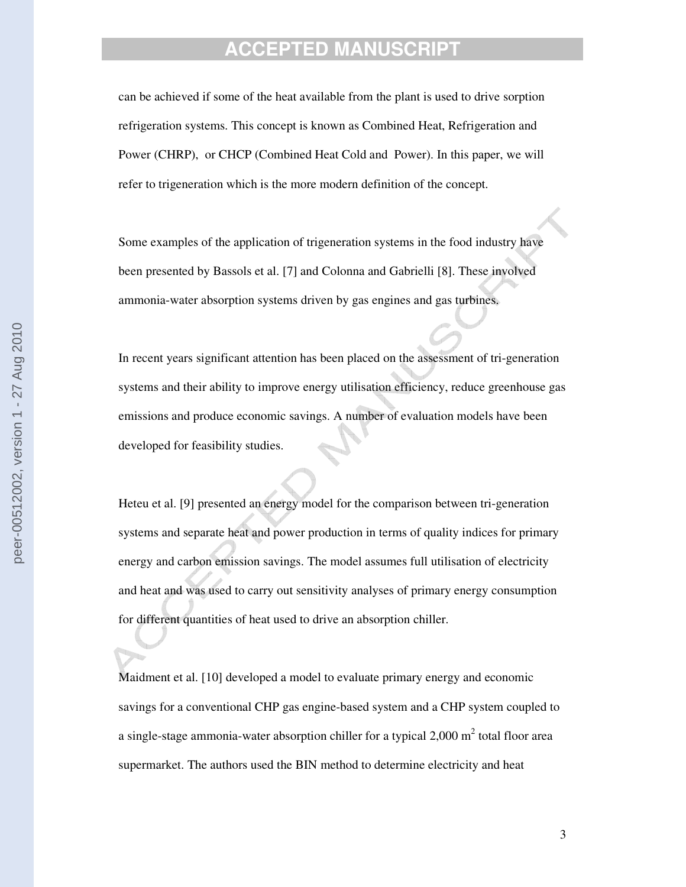can be achieved if some of the heat available from the plant is used to drive sorption refrigeration systems. This concept is known as Combined Heat, Refrigeration and Power (CHRP), or CHCP (Combined Heat Cold and Power). In this paper, we will refer to trigeneration which is the more modern definition of the concept.

Some examples of the application of trigeneration systems in the food industry have been presented by Bassols et al. [7] and Colonna and Gabrielli [8]. These involved ammonia-water absorption systems driven by gas engines and gas turbines.

In recent years significant attention has been placed on the assessment of tri-generation systems and their ability to improve energy utilisation efficiency, reduce greenhouse gas emissions and produce economic savings. A number of evaluation models have been developed for feasibility studies.

Heteu et al. [9] presented an energy model for the comparison between tri-generation systems and separate heat and power production in terms of quality indices for primary energy and carbon emission savings. The model assumes full utilisation of electricity and heat and was used to carry out sensitivity analyses of primary energy consumption for different quantities of heat used to drive an absorption chiller.

Maidment et al. [10] developed a model to evaluate primary energy and economic savings for a conventional CHP gas engine-based system and a CHP system coupled to a single-stage ammonia-water absorption chiller for a typical 2,000 $m^2$ total floor area supermarket. The authors used the BIN method to determine electricity and heat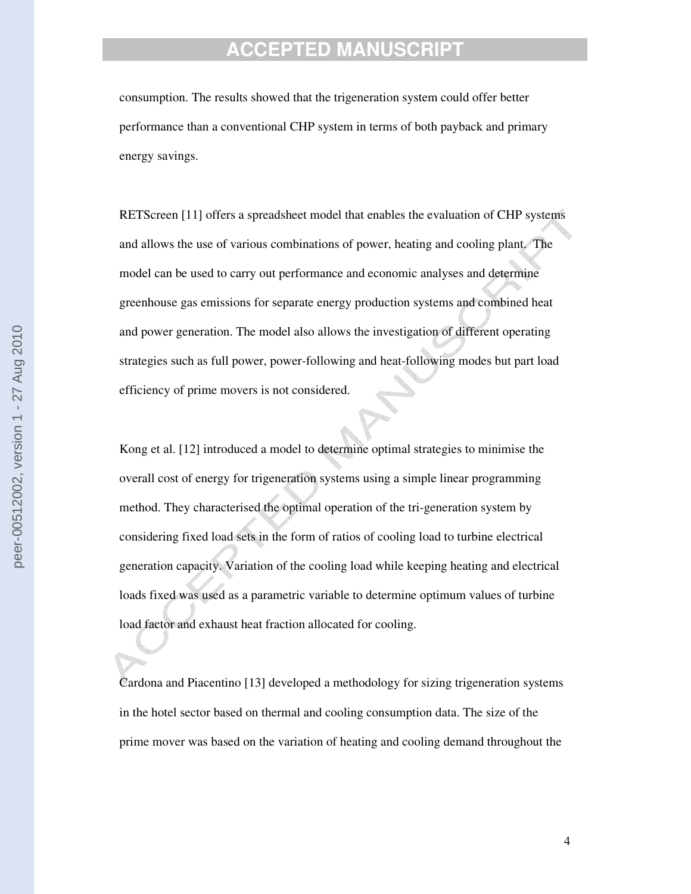consumption. The results showed that the trigeneration system could offer better performance than a conventional CHP system in terms of both payback and primary energy savings.

RETScreen [11] offers a spreadsheet model that enables the evaluation of CHP systems and allows the use of various combinations of power, heating and cooling plant. The model can be used to carry out performance and economic analyses and determine greenhouse gas emissions for separate energy production systems and combined heat and power generation. The model also allows the investigation of different operating strategies such as full power, power-following and heat-following modes but part load efficiency of prime movers is not considered.

Kong et al. [12] introduced a model to determine optimal strategies to minimise the overall cost of energy for trigeneration systems using a simple linear programming method. They characterised the optimal operation of the tri-generation system by considering fixed load sets in the form of ratios of cooling load to turbine electrical generation capacity. Variation of the cooling load while keeping heating and electrical loads fixed was used as a parametric variable to determine optimum values of turbine load factor and exhaust heat fraction allocated for cooling.

Cardona and Piacentino [13] developed a methodology for sizing trigeneration systems in the hotel sector based on thermal and cooling consumption data. The size of the prime mover was based on the variation of heating and cooling demand throughout the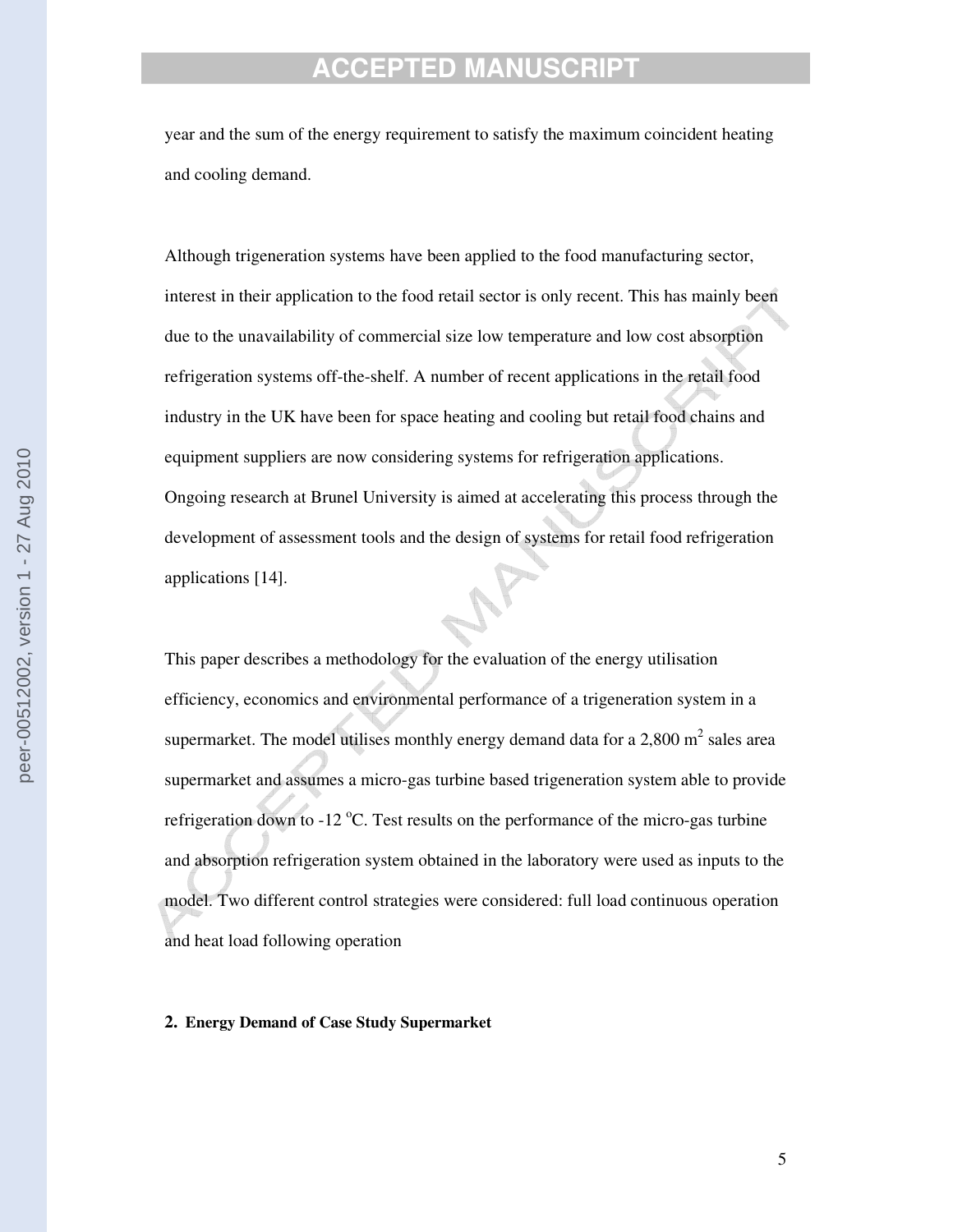year and the sum of the energy requirement to satisfy the maximum coincident heating and cooling demand.

Although trigeneration systems have been applied to the food manufacturing sector, interest in their application to the food retail sector is only recent. This has mainly been due to the unavailability of commercial size low temperature and low cost absorption refrigeration systems off-the-shelf. A number of recent applications in the retail food industry in the UK have been for space heating and cooling but retail food chains and equipment suppliers are now considering systems for refrigeration applications. Ongoing research at Brunel University is aimed at accelerating this process through the development of assessment tools and the design of systems for retail food refrigeration applications [14].

This paper describes a methodology for the evaluation of the energy utilisation efficiency, economics and environmental performance of a trigeneration system in a supermarket. The model utilises monthly energy demand data for a 2,800 $m^2$ sales area supermarket and assumes a micro-gas turbine based trigeneration system able to provide refrigeration down to -12 $^{o}C$. Test results on the performance of the micro-gas turbine and absorption refrigeration system obtained in the laboratory were used as inputs to the model. Two different control strategies were considered: full load continuous operation and heat load following operation

## 2. Energy Demand of Case Study Supermarket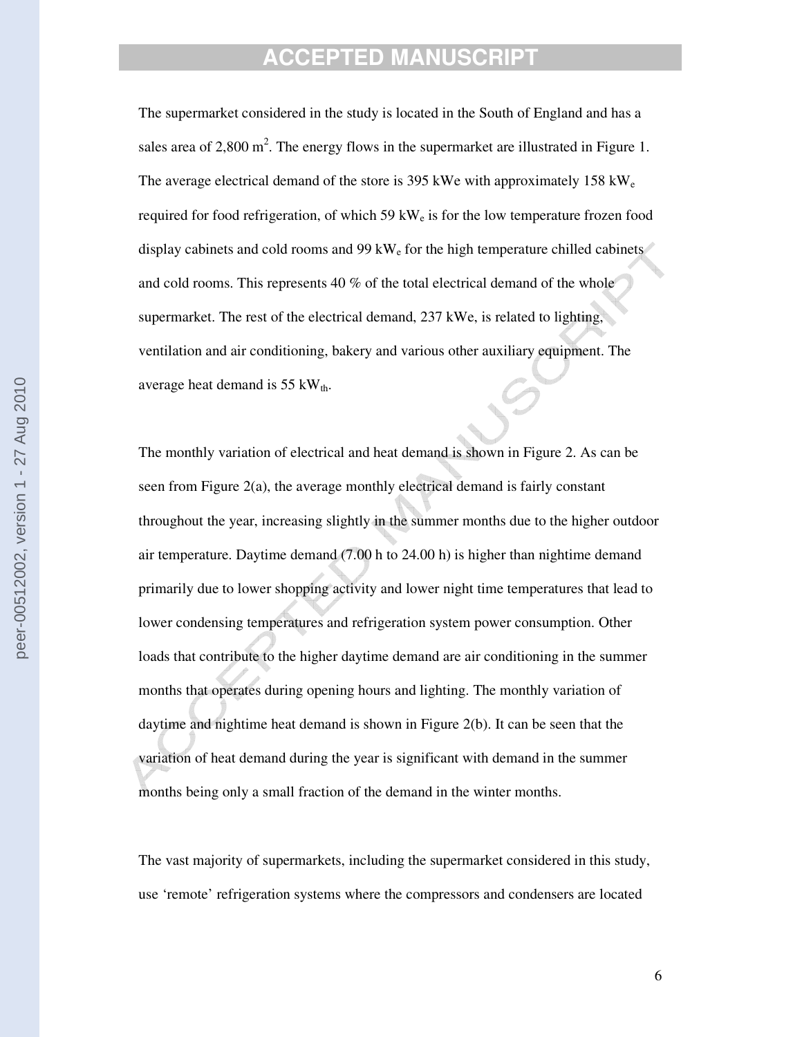The supermarket considered in the study is located in the South of England and has a sales area of 2,800 m$^2$. The energy flows in the supermarket are illustrated in Figure 1. The average electrical demand of the store is 395 kWe with approximately 158 kW$_e$ required for food refrigeration, of which 59 kW$_e$ is for the low temperature frozen food display cabinets and cold rooms and 99 kW$_e$ for the high temperature chilled cabinets and cold rooms. This represents 40 % of the total electrical demand of the whole supermarket. The rest of the electrical demand, 237 kWe, is related to lighting, ventilation and air conditioning, bakery and various other auxiliary equipment. The average heat demand is 55 kW$_{th}$.

The monthly variation of electrical and heat demand is shown in Figure 2. As can be seen from Figure 2(a), the average monthly electrical demand is fairly constant throughout the year, increasing slightly in the summer months due to the higher outdoor air temperature. Daytime demand (7.00 h to 24.00 h) is higher than nightime demand primarily due to lower shopping activity and lower night time temperatures that lead to lower condensing temperatures and refrigeration system power consumption. Other loads that contribute to the higher daytime demand are air conditioning in the summer months that operates during opening hours and lighting. The monthly variation of daytime and nightime heat demand is shown in Figure 2(b). It can be seen that the variation of heat demand during the year is significant with demand in the summer months being only a small fraction of the demand in the winter months.

The vast majority of supermarkets, including the supermarket considered in this study, use 'remote' refrigeration systems where the compressors and condensers are located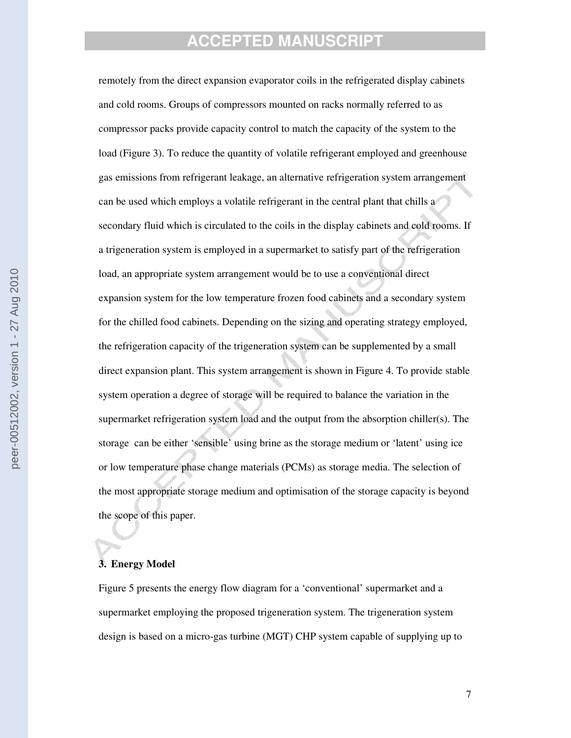remotely from the direct expansion evaporator coils in the refrigerated display cabinets and cold rooms. Groups of compressors mounted on racks normally referred to as compressor packs provide capacity control to match the capacity of the system to the load (Figure 3). To reduce the quantity of volatile refrigerant employed and greenhouse gas emissions from refrigerant leakage, an alternative refrigeration system arrangement can be used which employs a volatile refrigerant in the central plant that chills a secondary fluid which is circulated to the coils in the display cabinets and cold rooms. If a trigeneration system is employed in a supermarket to satisfy part of the refrigeration load, an appropriate system arrangement would be to use a conventional direct expansion system for the low temperature frozen food cabinets and a secondary system for the chilled food cabinets. Depending on the sizing and operating strategy employed, the refrigeration capacity of the trigeneration system can be supplemented by a small direct expansion plant. This system arrangement is shown in Figure 4. To provide stable system operation a degree of storage will be required to balance the variation in the supermarket refrigeration system load and the output from the absorption chiller(s). The storage can be either 'sensible' using brine as the storage medium or 'latent' using ice or low temperature phase change materials (PCMs) as storage media. The selection of the most appropriate storage medium and optimisation of the storage capacity is beyond the scope of this paper.

## 3. Energy Model

Figure 5 presents the energy flow diagram for a 'conventional' supermarket and a supermarket employing the proposed trigeneration system. The trigeneration system design is based on a micro-gas turbine (MGT) CHP system capable of supplying up to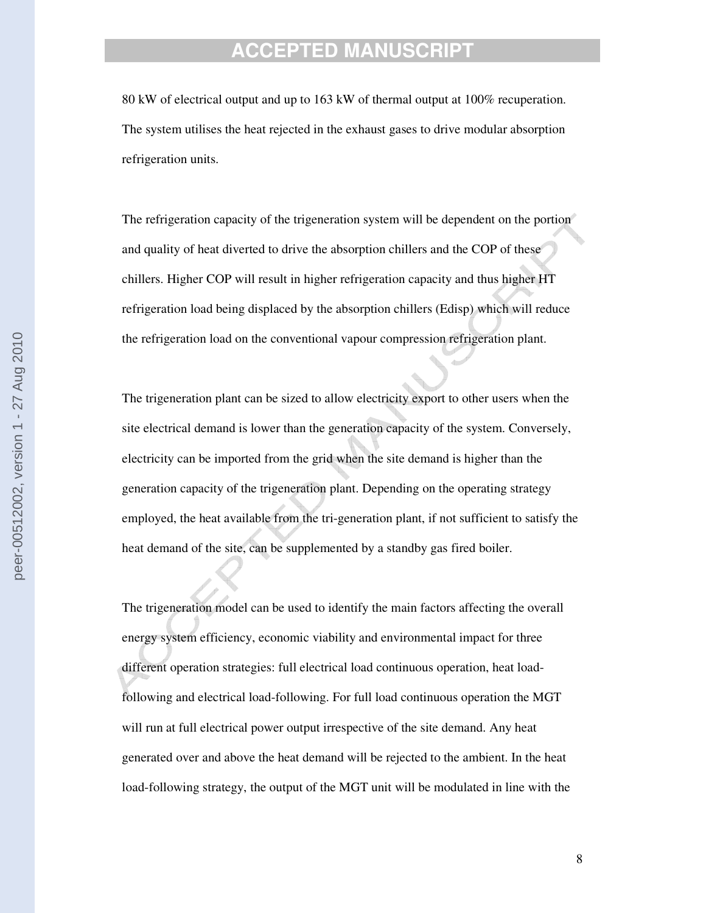80 kW of electrical output and up to 163 kW of thermal output at 100% recuperation. The system utilises the heat rejected in the exhaust gases to drive modular absorption refrigeration units.

The refrigeration capacity of the trigeneration system will be dependent on the portion and quality of heat diverted to drive the absorption chillers and the COP of these chillers. Higher COP will result in higher refrigeration capacity and thus higher HT refrigeration load being displaced by the absorption chillers (Edisp) which will reduce the refrigeration load on the conventional vapour compression refrigeration plant.

The trigeneration plant can be sized to allow electricity export to other users when the site electrical demand is lower than the generation capacity of the system. Conversely, electricity can be imported from the grid when the site demand is higher than the generation capacity of the trigeneration plant. Depending on the operating strategy employed, the heat available from the tri-generation plant, if not sufficient to satisfy the heat demand of the site, can be supplemented by a standby gas fired boiler.

The trigeneration model can be used to identify the main factors affecting the overall energy system efficiency, economic viability and environmental impact for three different operation strategies: full electrical load continuous operation, heat load-following and electrical load-following. For full load continuous operation the MGT will run at full electrical power output irrespective of the site demand. Any heat generated over and above the heat demand will be rejected to the ambient. In the heat load-following strategy, the output of the MGT unit will be modulated in line with the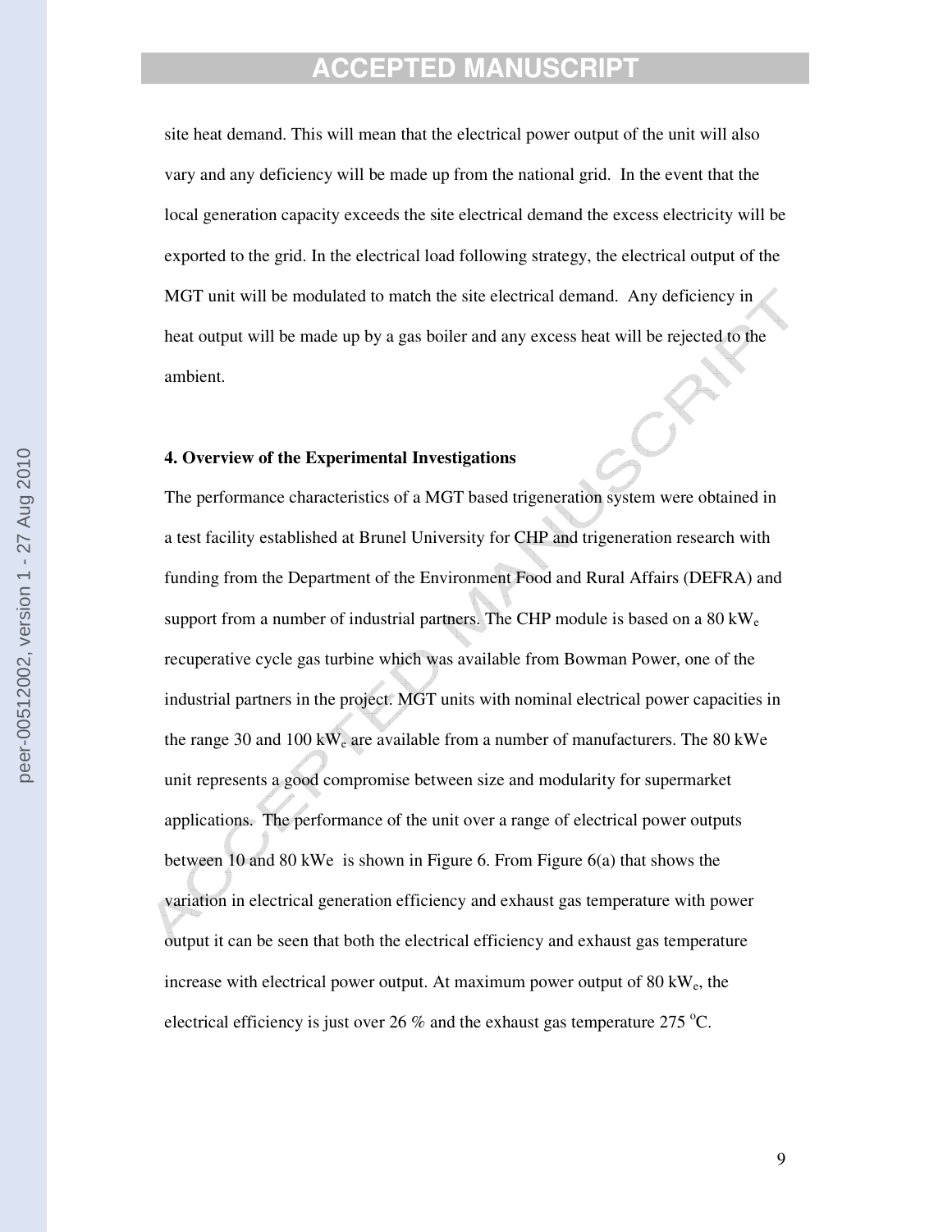site heat demand. This will mean that the electrical power output of the unit will also vary and any deficiency will be made up from the national grid. In the event that the local generation capacity exceeds the site electrical demand the excess electricity will be exported to the grid. In the electrical load following strategy, the electrical output of the MGT unit will be modulated to match the site electrical demand. Any deficiency in heat output will be made up by a gas boiler and any excess heat will be rejected to the ambient.

**4. Overview of the Experimental Investigations**

The performance characteristics of a MGT based trigeneration system were obtained in a test facility established at Brunel University for CHP and trigeneration research with funding from the Department of the Environment Food and Rural Affairs (DEFRA) and support from a number of industrial partners. The CHP module is based on a 80 $kW_e$ recuperative cycle gas turbine which was available from Bowman Power, one of the industrial partners in the project. MGT units with nominal electrical power capacities in the range 30 and 100 $kW_e$ are available from a number of manufacturers. The 80 kWe unit represents a good compromise between size and modularity for supermarket applications. The performance of the unit over a range of electrical power outputs between 10 and 80 kWe is shown in Figure 6. From Figure 6(a) that shows the variation in electrical generation efficiency and exhaust gas temperature with power output it can be seen that both the electrical efficiency and exhaust gas temperature increase with electrical power output. At maximum power output of 80 $kW_e$, the electrical efficiency is just over 26 % and the exhaust gas temperature 275 $^oC$.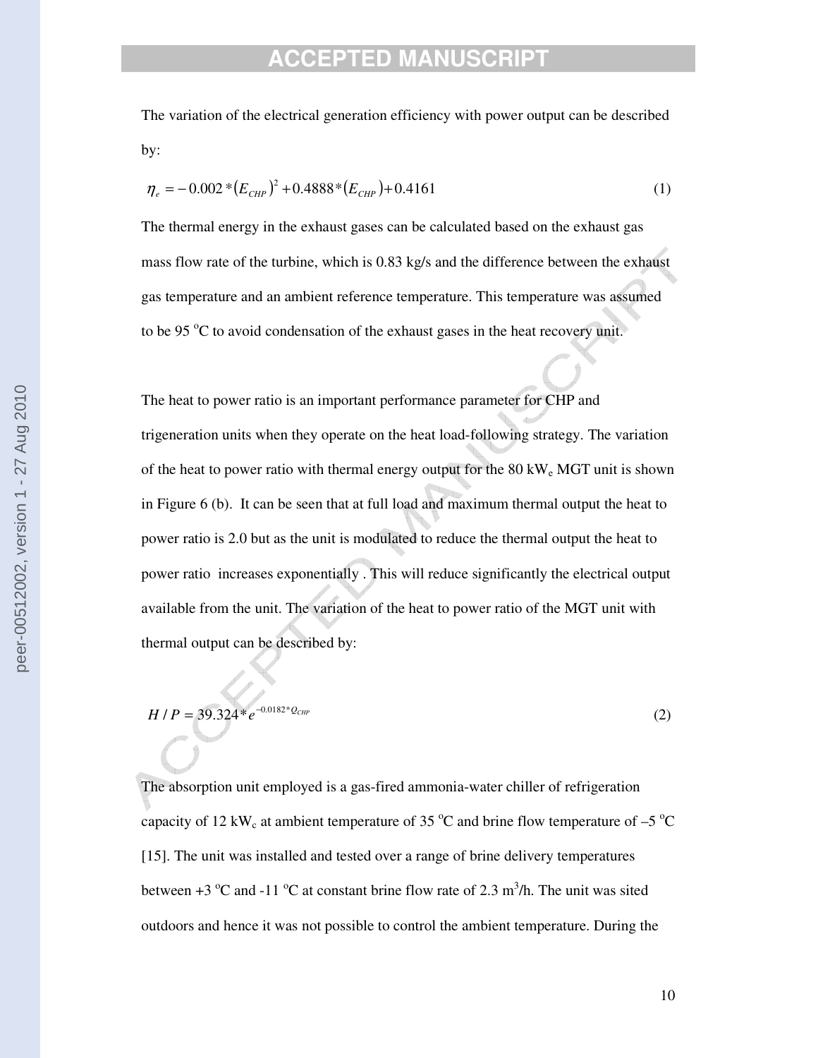The variation of the electrical generation efficiency with power output can be described by:

$$\eta_e = -0.002*(E_{CHP})^2 + 0.4888*(E_{CHP}) + 0.4161 \tag{1}$$

The thermal energy in the exhaust gases can be calculated based on the exhaust gas mass flow rate of the turbine, which is 0.83 kg/s and the difference between the exhaust gas temperature and an ambient reference temperature. This temperature was assumed to be 95 $^oC$ to avoid condensation of the exhaust gases in the heat recovery unit.

The heat to power ratio is an important performance parameter for CHP and trigeneration units when they operate on the heat load-following strategy. The variation of the heat to power ratio with thermal energy output for the 80 $kW_e$ MGT unit is shown in Figure 6 (b). It can be seen that at full load and maximum thermal output the heat to power ratio is 2.0 but as the unit is modulated to reduce the thermal output the heat to power ratio increases exponentially . This will reduce significantly the electrical output available from the unit. The variation of the heat to power ratio of the MGT unit with thermal output can be described by:

$$H / P = 39.324 * e^{-0.0182*Q_{CHP}} \tag{2}$$

The absorption unit employed is a gas-fired ammonia-water chiller of refrigeration capacity of 12 $kW_c$ at ambient temperature of 35 $^oC$ and brine flow temperature of –5 $^oC$ [15]. The unit was installed and tested over a range of brine delivery temperatures between +3 $^oC$ and -11 $^oC$ at constant brine flow rate of 2.3 $m^3/h$. The unit was sited outdoors and hence it was not possible to control the ambient temperature. During the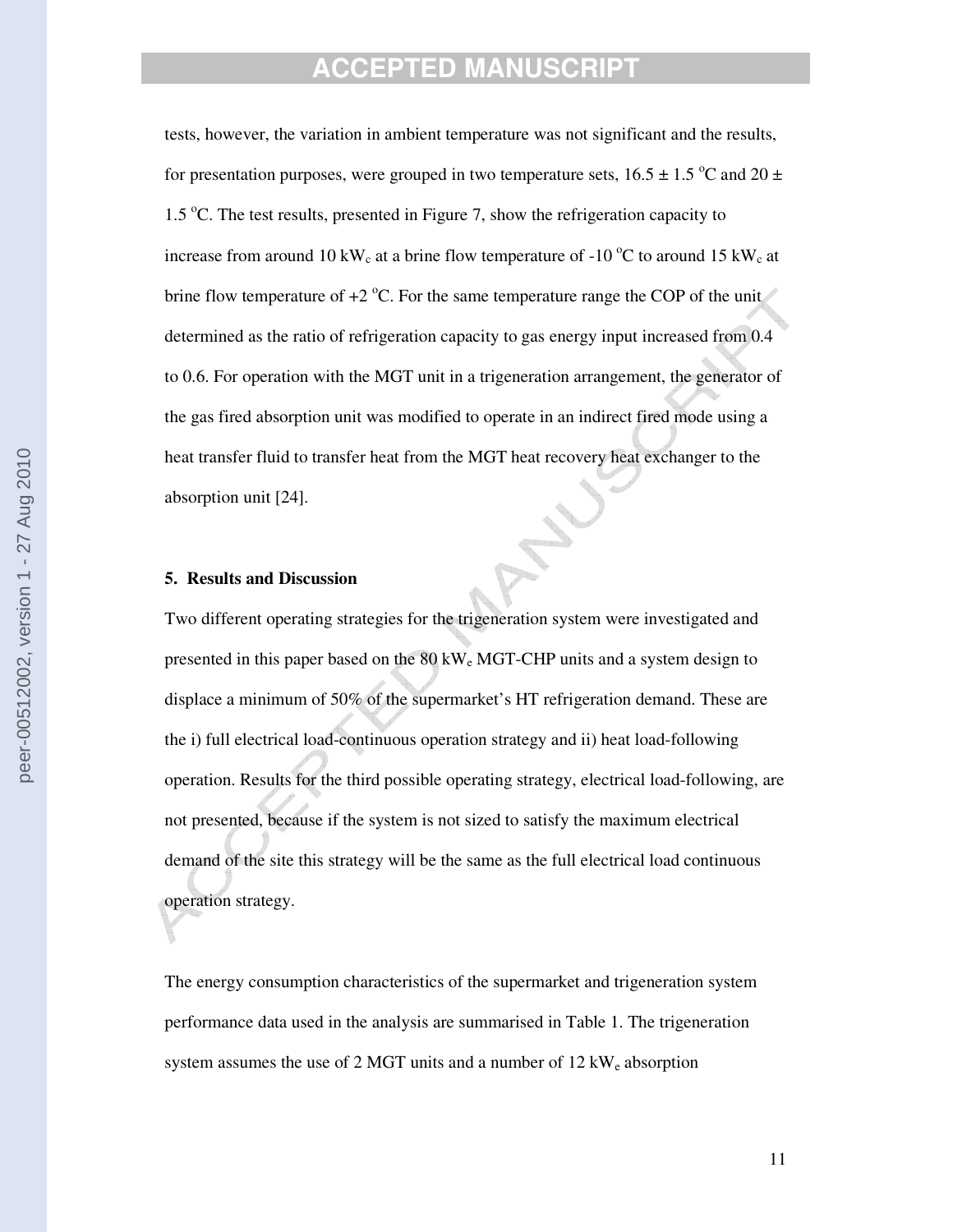tests, however, the variation in ambient temperature was not significant and the results, for presentation purposes, were grouped in two temperature sets, 16.5 ± 1.5 °C and 20 ± 1.5 °C. The test results, presented in Figure 7, show the refrigeration capacity to increase from around 10 $kW_c$ at a brine flow temperature of -10 °C to around 15 $kW_c$ at brine flow temperature of +2 °C. For the same temperature range the COP of the unit determined as the ratio of refrigeration capacity to gas energy input increased from 0.4 to 0.6. For operation with the MGT unit in a trigeneration arrangement, the generator of the gas fired absorption unit was modified to operate in an indirect fired mode using a heat transfer fluid to transfer heat from the MGT heat recovery heat exchanger to the absorption unit [24].

## 5. Results and Discussion

Two different operating strategies for the trigeneration system were investigated and presented in this paper based on the 80 $kW_e$ MGT-CHP units and a system design to displace a minimum of 50% of the supermarket's HT refrigeration demand. These are the i) full electrical load-continuous operation strategy and ii) heat load-following operation. Results for the third possible operating strategy, electrical load-following, are not presented, because if the system is not sized to satisfy the maximum electrical demand of the site this strategy will be the same as the full electrical load continuous operation strategy.

The energy consumption characteristics of the supermarket and trigeneration system performance data used in the analysis are summarised in Table 1. The trigeneration system assumes the use of 2 MGT units and a number of 12 $kW_e$ absorption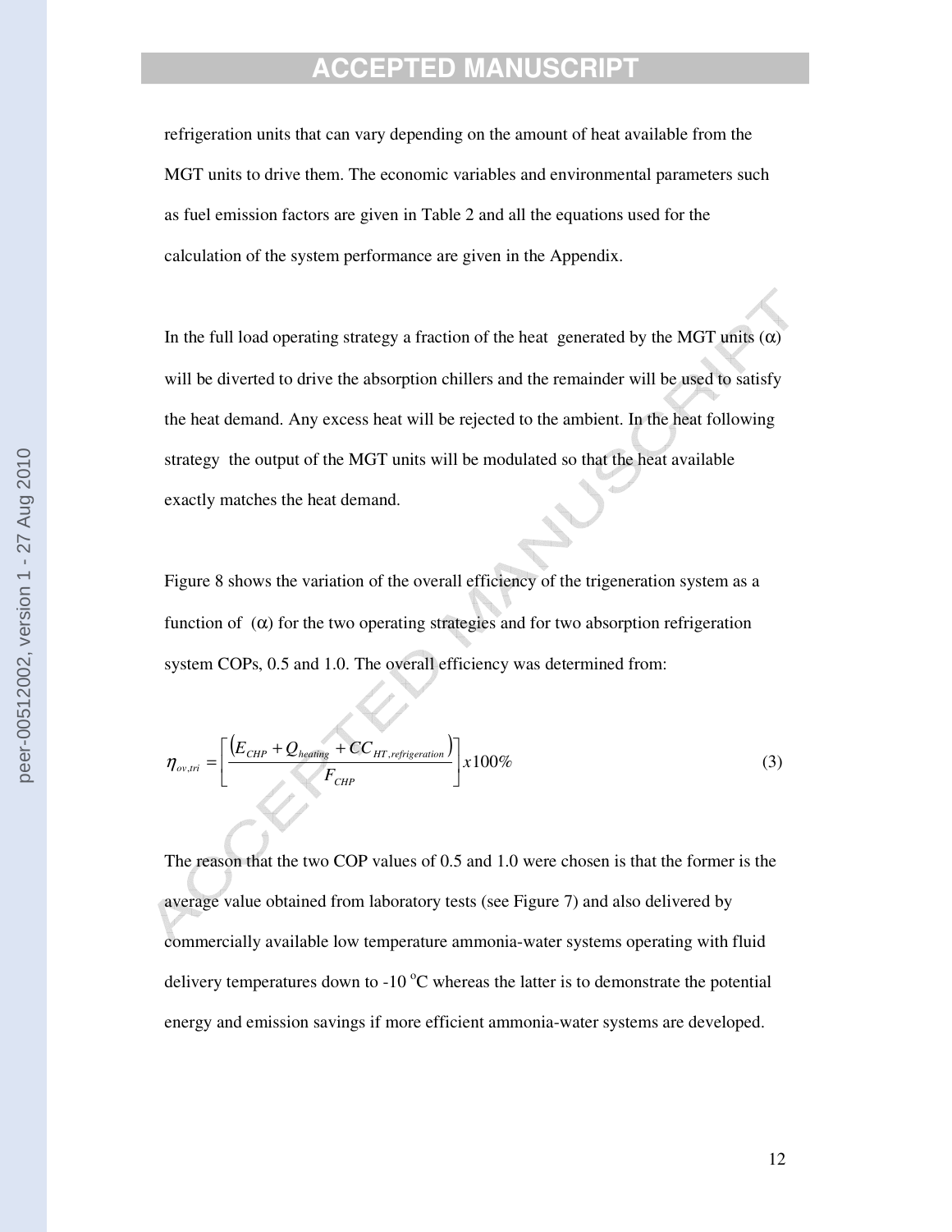refrigeration units that can vary depending on the amount of heat available from the MGT units to drive them. The economic variables and environmental parameters such as fuel emission factors are given in Table 2 and all the equations used for the calculation of the system performance are given in the Appendix.

In the full load operating strategy a fraction of the heat generated by the MGT units ($\alpha$) will be diverted to drive the absorption chillers and the remainder will be used to satisfy the heat demand. Any excess heat will be rejected to the ambient. In the heat following strategy the output of the MGT units will be modulated so that the heat available exactly matches the heat demand.

Figure 8 shows the variation of the overall efficiency of the trigeneration system as a function of ($\alpha$) for the two operating strategies and for two absorption refrigeration system COPs, 0.5 and 1.0. The overall efficiency was determined from:

$$\eta_{ov,tri} = \left[ \frac{\left( E_{CHP} + Q_{heating} + CC_{HT,refrigeration} \right)}{F_{CHP}} \right] x100\% \tag{3}$$

The reason that the two COP values of 0.5 and 1.0 were chosen is that the former is the average value obtained from laboratory tests (see Figure 7) and also delivered by commercially available low temperature ammonia-water systems operating with fluid delivery temperatures down to -10 $^{o}$C whereas the latter is to demonstrate the potential energy and emission savings if more efficient ammonia-water systems are developed.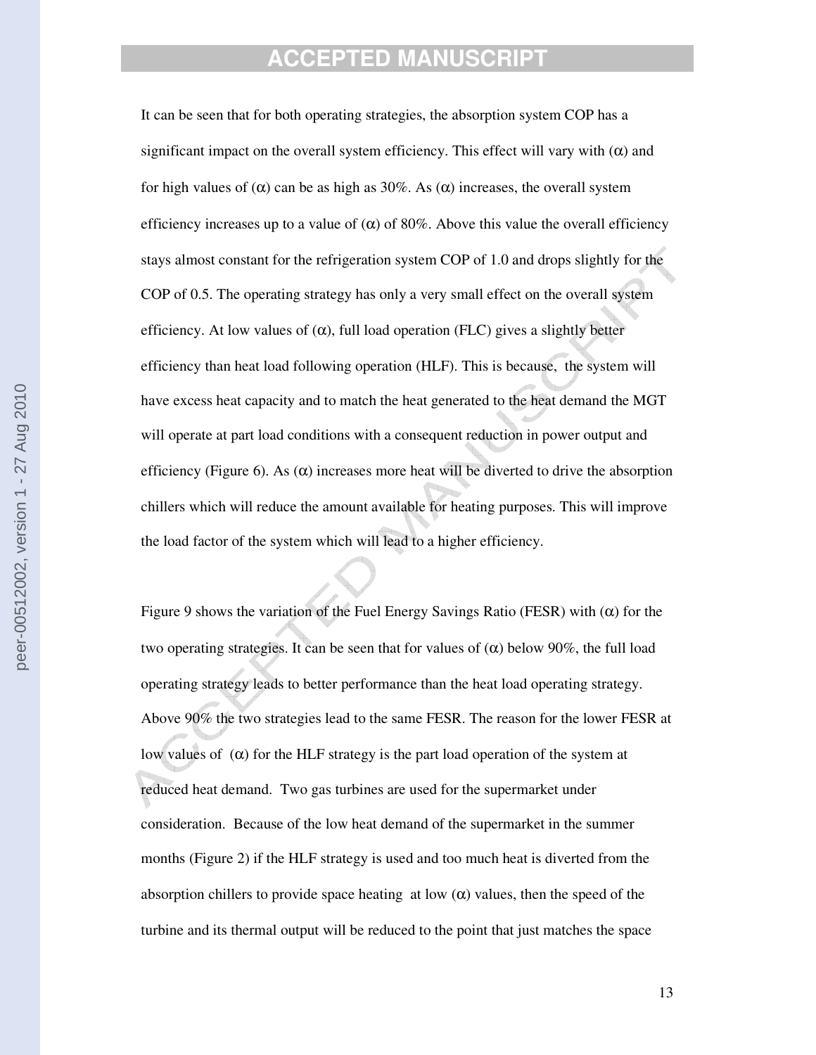It can be seen that for both operating strategies, the absorption system COP has a significant impact on the overall system efficiency. This effect will vary with ($\alpha$) and for high values of ($\alpha$) can be as high as 30%. As ($\alpha$) increases, the overall system efficiency increases up to a value of ($\alpha$) of 80%. Above this value the overall efficiency stays almost constant for the refrigeration system COP of 1.0 and drops slightly for the COP of 0.5. The operating strategy has only a very small effect on the overall system efficiency. At low values of ($\alpha$), full load operation (FLC) gives a slightly better efficiency than heat load following operation (HLF). This is because, the system will have excess heat capacity and to match the heat generated to the heat demand the MGT will operate at part load conditions with a consequent reduction in power output and efficiency (Figure 6). As ($\alpha$) increases more heat will be diverted to drive the absorption chillers which will reduce the amount available for heating purposes. This will improve the load factor of the system which will lead to a higher efficiency.

Figure 9 shows the variation of the Fuel Energy Savings Ratio (FESR) with ($\alpha$) for the two operating strategies. It can be seen that for values of ($\alpha$) below 90%, the full load operating strategy leads to better performance than the heat load operating strategy. Above 90% the two strategies lead to the same FESR. The reason for the lower FESR at low values of ($\alpha$) for the HLF strategy is the part load operation of the system at reduced heat demand. Two gas turbines are used for the supermarket under consideration. Because of the low heat demand of the supermarket in the summer months (Figure 2) if the HLF strategy is used and too much heat is diverted from the absorption chillers to provide space heating at low ($\alpha$) values, then the speed of the turbine and its thermal output will be reduced to the point that just matches the space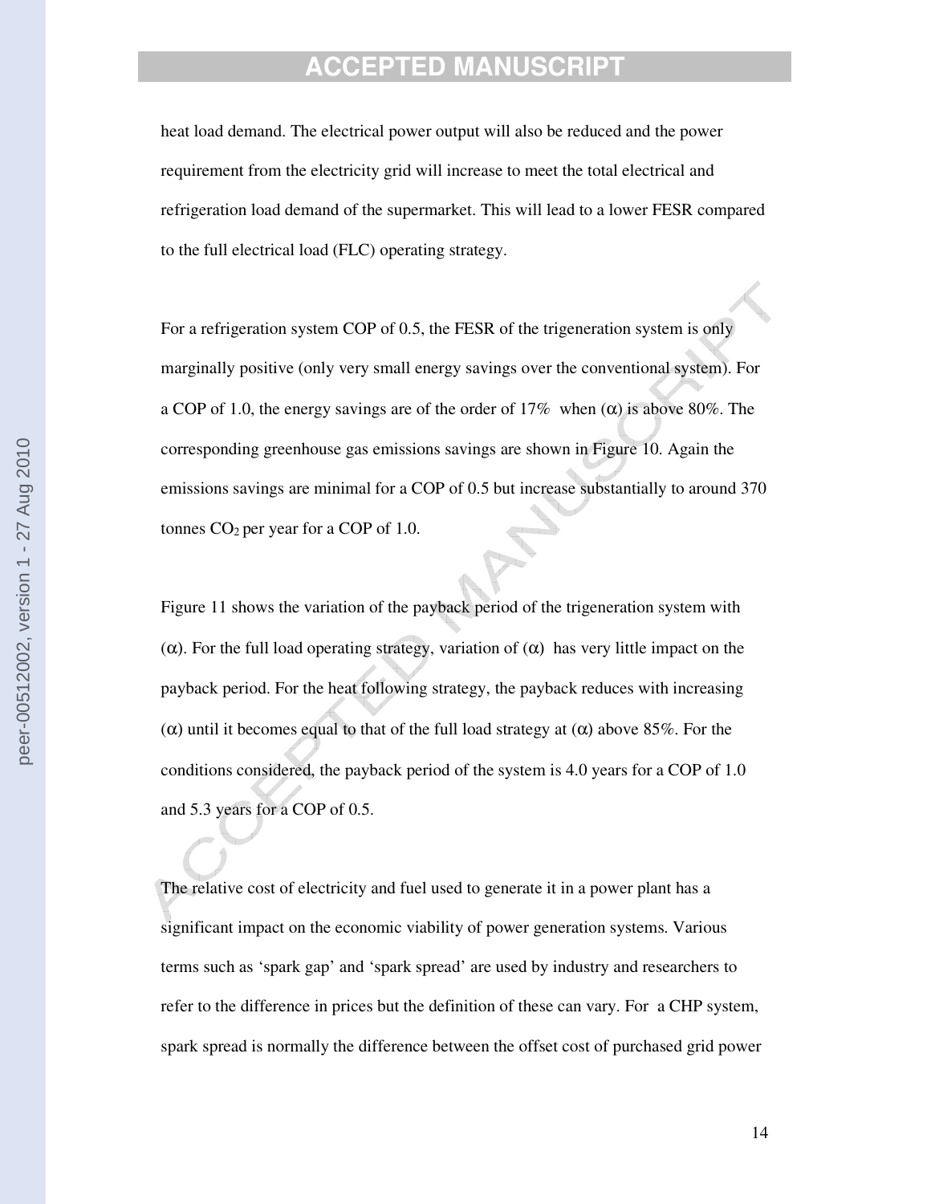heat load demand. The electrical power output will also be reduced and the power requirement from the electricity grid will increase to meet the total electrical and refrigeration load demand of the supermarket. This will lead to a lower FESR compared to the full electrical load (FLC) operating strategy.

For a refrigeration system COP of 0.5, the FESR of the trigeneration system is only marginally positive (only very small energy savings over the conventional system). For a COP of 1.0, the energy savings are of the order of 17% when ($\alpha$) is above 80%. The corresponding greenhouse gas emissions savings are shown in Figure 10. Again the emissions savings are minimal for a COP of 0.5 but increase substantially to around 370 tonnes $CO_2$ per year for a COP of 1.0.

Figure 11 shows the variation of the payback period of the trigeneration system with ($\alpha$). For the full load operating strategy, variation of ($\alpha$) has very little impact on the payback period. For the heat following strategy, the payback reduces with increasing ($\alpha$) until it becomes equal to that of the full load strategy at ($\alpha$) above 85%. For the conditions considered, the payback period of the system is 4.0 years for a COP of 1.0 and 5.3 years for a COP of 0.5.

The relative cost of electricity and fuel used to generate it in a power plant has a significant impact on the economic viability of power generation systems. Various terms such as 'spark gap' and 'spark spread' are used by industry and researchers to refer to the difference in prices but the definition of these can vary. For a CHP system, spark spread is normally the difference between the offset cost of purchased grid power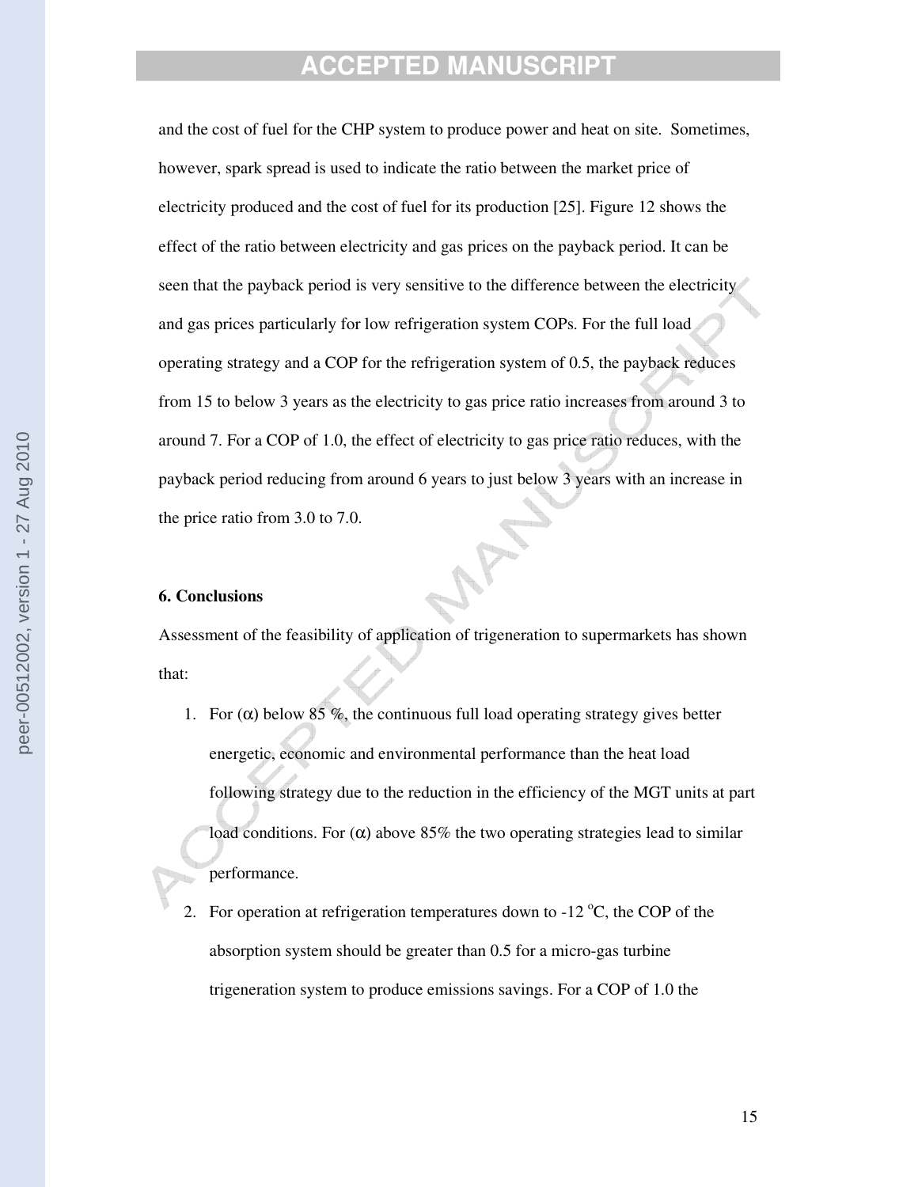and the cost of fuel for the CHP system to produce power and heat on site. Sometimes, however, spark spread is used to indicate the ratio between the market price of electricity produced and the cost of fuel for its production [25]. Figure 12 shows the effect of the ratio between electricity and gas prices on the payback period. It can be seen that the payback period is very sensitive to the difference between the electricity and gas prices particularly for low refrigeration system COPs. For the full load operating strategy and a COP for the refrigeration system of 0.5, the payback reduces from 15 to below 3 years as the electricity to gas price ratio increases from around 3 to around 7. For a COP of 1.0, the effect of electricity to gas price ratio reduces, with the payback period reducing from around 6 years to just below 3 years with an increase in the price ratio from 3.0 to 7.0.

### 6. Conclusions

Assessment of the feasibility of application of trigeneration to supermarkets has shown that:

1. For ($\alpha$) below 85 %, the continuous full load operating strategy gives better energetic, economic and environmental performance than the heat load following strategy due to the reduction in the efficiency of the MGT units at part load conditions. For ($\alpha$) above 85% the two operating strategies lead to similar performance.
2. For operation at refrigeration temperatures down to -12 $^{o}$C, the COP of the absorption system should be greater than 0.5 for a micro-gas turbine trigeneration system to produce emissions savings. For a COP of 1.0 the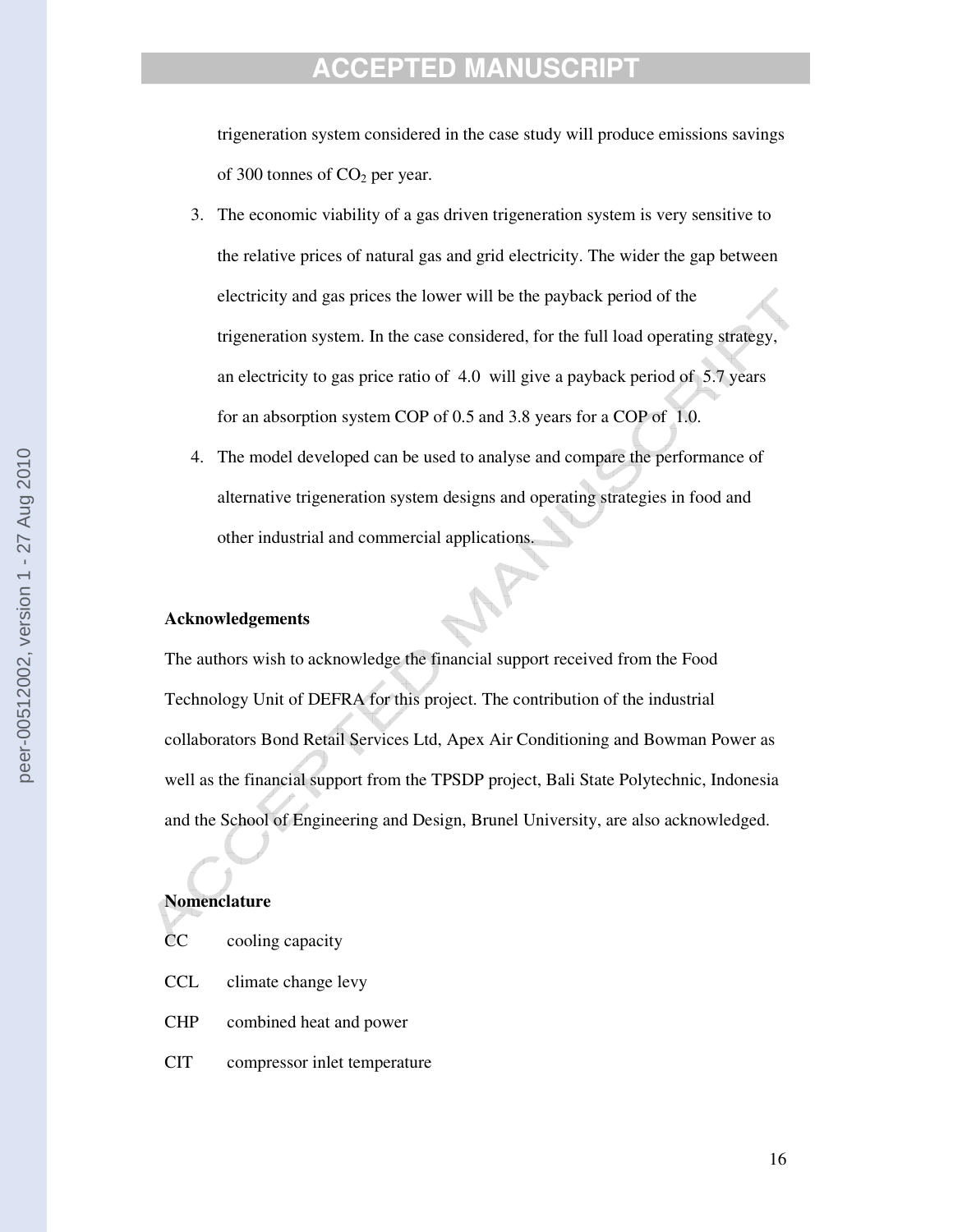trigeneration system considered in the case study will produce emissions savings of 300 tonnes of $CO_2$ per year.

3. The economic viability of a gas driven trigeneration system is very sensitive to the relative prices of natural gas and grid electricity. The wider the gap between electricity and gas prices the lower will be the payback period of the trigeneration system. In the case considered, for the full load operating strategy, an electricity to gas price ratio of 4.0 will give a payback period of 5.7 years for an absorption system COP of 0.5 and 3.8 years for a COP of 1.0.
4. The model developed can be used to analyse and compare the performance of alternative trigeneration system designs and operating strategies in food and other industrial and commercial applications.

**Acknowledgements**

The authors wish to acknowledge the financial support received from the Food Technology Unit of DEFRA for this project. The contribution of the industrial collaborators Bond Retail Services Ltd, Apex Air Conditioning and Bowman Power as well as the financial support from the TPSDP project, Bali State Polytechnic, Indonesia and the School of Engineering and Design, Brunel University, are also acknowledged.

**Nomenclature**

| | |
|---|---|
| CC | cooling capacity |
| CCL | climate change levy |
| CHP | combined heat and power |
| CIT | compressor inlet temperature |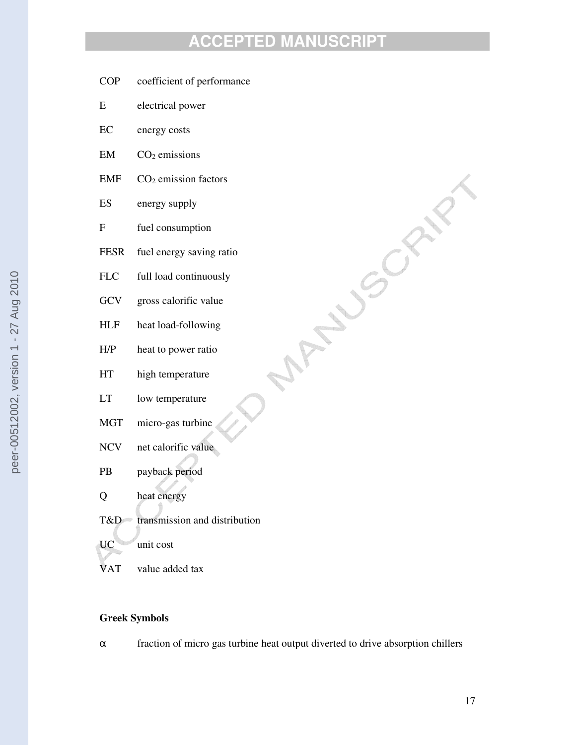COP coefficient of performance

E electrical power

EC energy costs

EM $CO_2$ emissions

EMF $CO_2$ emission factors

ES energy supply

F fuel consumption

FESR fuel energy saving ratio

FLC full load continuously

GCV gross calorific value

HLF heat load-following

H/P heat to power ratio

HT high temperature

LT low temperature

MGT micro-gas turbine

NCV net calorific value

PB payback period

Q heat energy

T&D transmission and distribution

UC unit cost

VAT value added tax

**Greek Symbols**

$\alpha$ fraction of micro gas turbine heat output diverted to drive absorption chillers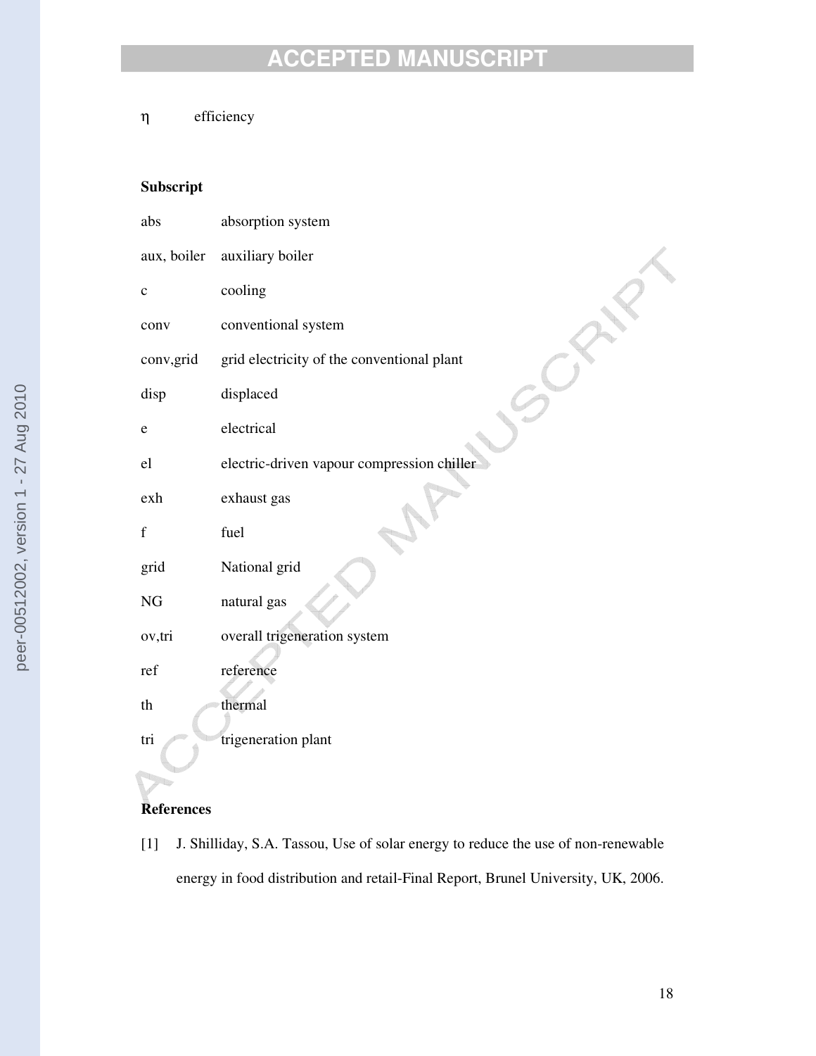$\eta$ efficiency

**Subscript**

| | |
|---|---|
| abs | absorption system |
| aux, boiler | auxiliary boiler |
| c | cooling |
| conv | conventional system |
| conv,grid | grid electricity of the conventional plant |
| disp | displaced |
| e | electrical |
| el | electric-driven vapour compression chiller |
| exh | exhaust gas |
| f | fuel |
| grid | National grid |
| NG | natural gas |
| ov,tri | overall trigeneration system |
| ref | reference |
| th | thermal |
| tri | trigeneration plant |

**References**

[1] J. Shilliday, S.A. Tassou, Use of solar energy to reduce the use of non-renewable energy in food distribution and retail-Final Report, Brunel University, UK, 2006.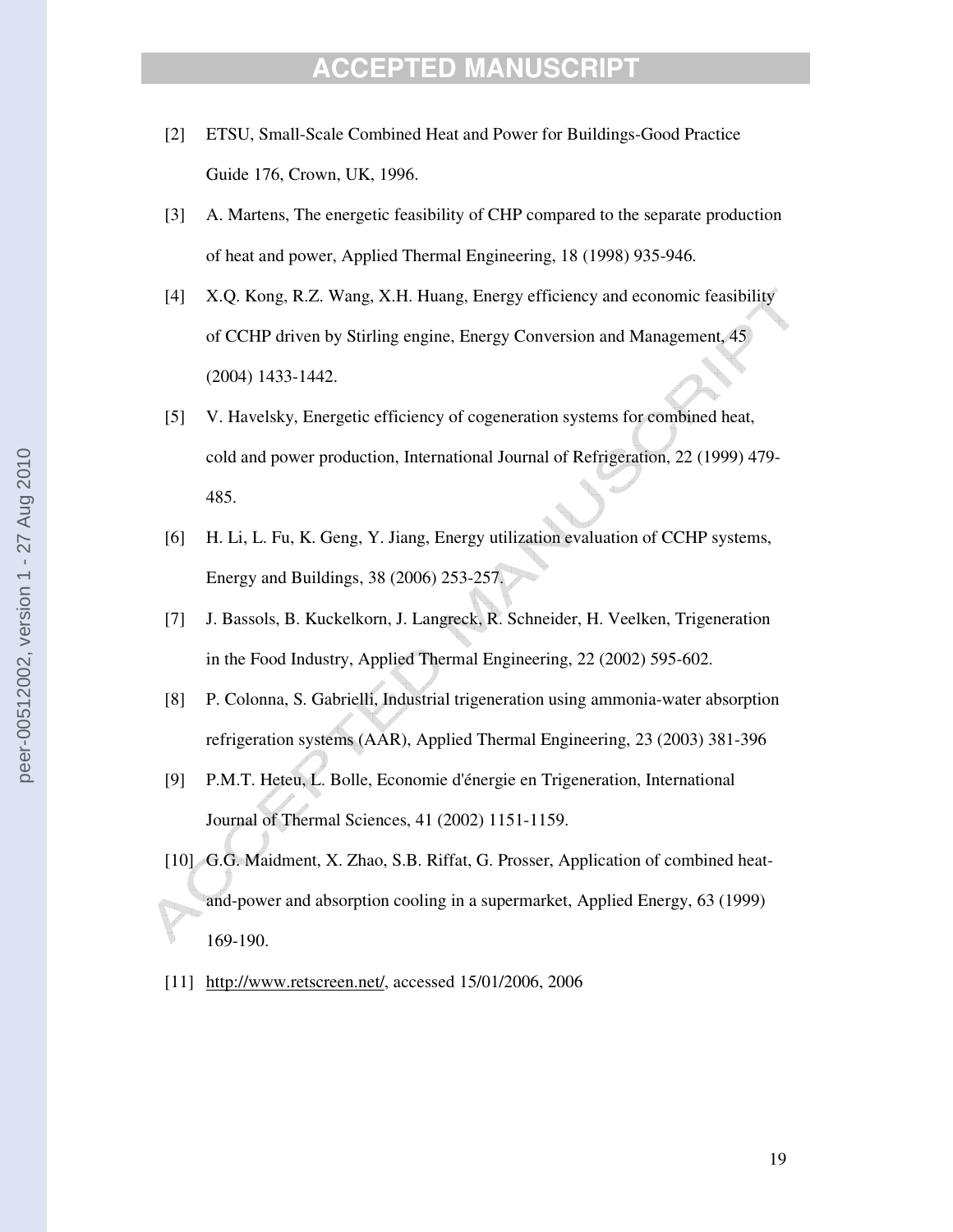[2] ETSU, Small-Scale Combined Heat and Power for Buildings-Good Practice Guide 176, Crown, UK, 1996.

[3] A. Martens, The energetic feasibility of CHP compared to the separate production of heat and power, Applied Thermal Engineering, 18 (1998) 935-946.

[4] X.Q. Kong, R.Z. Wang, X.H. Huang, Energy efficiency and economic feasibility of CCHP driven by Stirling engine, Energy Conversion and Management, 45 (2004) 1433-1442.

[5] V. Havelsky, Energetic efficiency of cogeneration systems for combined heat, cold and power production, International Journal of Refrigeration, 22 (1999) 479-485.

[6] H. Li, L. Fu, K. Geng, Y. Jiang, Energy utilization evaluation of CCHP systems, Energy and Buildings, 38 (2006) 253-257.

[7] J. Bassols, B. Kuckelkorn, J. Langreck, R. Schneider, H. Veelken, Trigeneration in the Food Industry, Applied Thermal Engineering, 22 (2002) 595-602.

[8] P. Colonna, S. Gabrielli, Industrial trigeneration using ammonia-water absorption refrigeration systems (AAR), Applied Thermal Engineering, 23 (2003) 381-396

[9] P.M.T. Heteu, L. Bolle, Economie d'énergie en Trigeneration, International Journal of Thermal Sciences, 41 (2002) 1151-1159.

[10] G.G. Maidment, X. Zhao, S.B. Riffat, G. Prosser, Application of combined heat-and-power and absorption cooling in a supermarket, Applied Energy, 63 (1999) 169-190.

[11] http://www.retscreen.net/, accessed 15/01/2006, 2006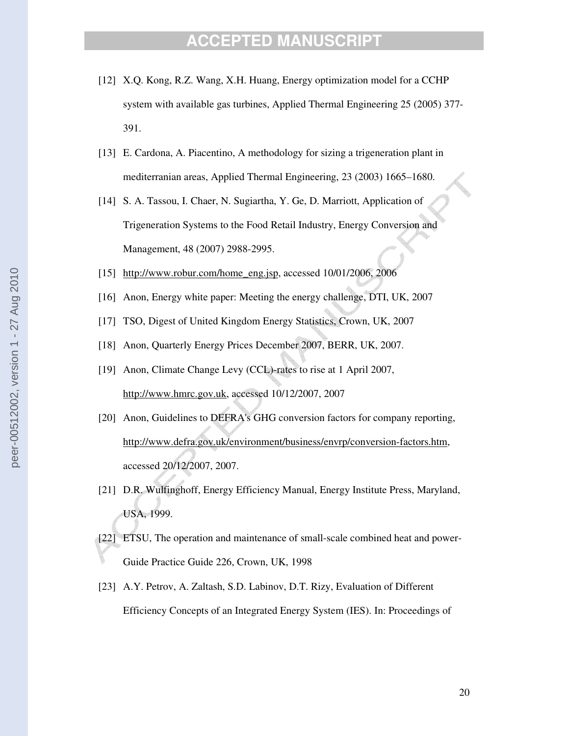[12] X.Q. Kong, R.Z. Wang, X.H. Huang, Energy optimization model for a CCHP system with available gas turbines, Applied Thermal Engineering 25 (2005) 377-391.

[13] E. Cardona, A. Piacentino, A methodology for sizing a trigeneration plant in mediterranian areas, Applied Thermal Engineering, 23 (2003) 1665–1680.

[14] S. A. Tassou, I. Chaer, N. Sugiartha, Y. Ge, D. Marriott, Application of Trigeneration Systems to the Food Retail Industry, Energy Conversion and Management, 48 (2007) 2988-2995.

[15] http://www.robur.com/home_eng.jsp, accessed 10/01/2006, 2006

[16] Anon, Energy white paper: Meeting the energy challenge, DTI, UK, 2007

[17] TSO, Digest of United Kingdom Energy Statistics, Crown, UK, 2007

[18] Anon, Quarterly Energy Prices December 2007, BERR, UK, 2007.

[19] Anon, Climate Change Levy (CCL)-rates to rise at 1 April 2007, http://www.hmrc.gov.uk, accessed 10/12/2007, 2007

[20] Anon, Guidelines to DEFRA's GHG conversion factors for company reporting, http://www.defra.gov.uk/environment/business/envrp/conversion-factors.htm, accessed 20/12/2007, 2007.

[21] D.R. Wulfinghoff, Energy Efficiency Manual, Energy Institute Press, Maryland, USA, 1999.

[22] ETSU, The operation and maintenance of small-scale combined heat and power-Guide Practice Guide 226, Crown, UK, 1998

[23] A.Y. Petrov, A. Zaltash, S.D. Labinov, D.T. Rizy, Evaluation of Different Efficiency Concepts of an Integrated Energy System (IES). In: Proceedings of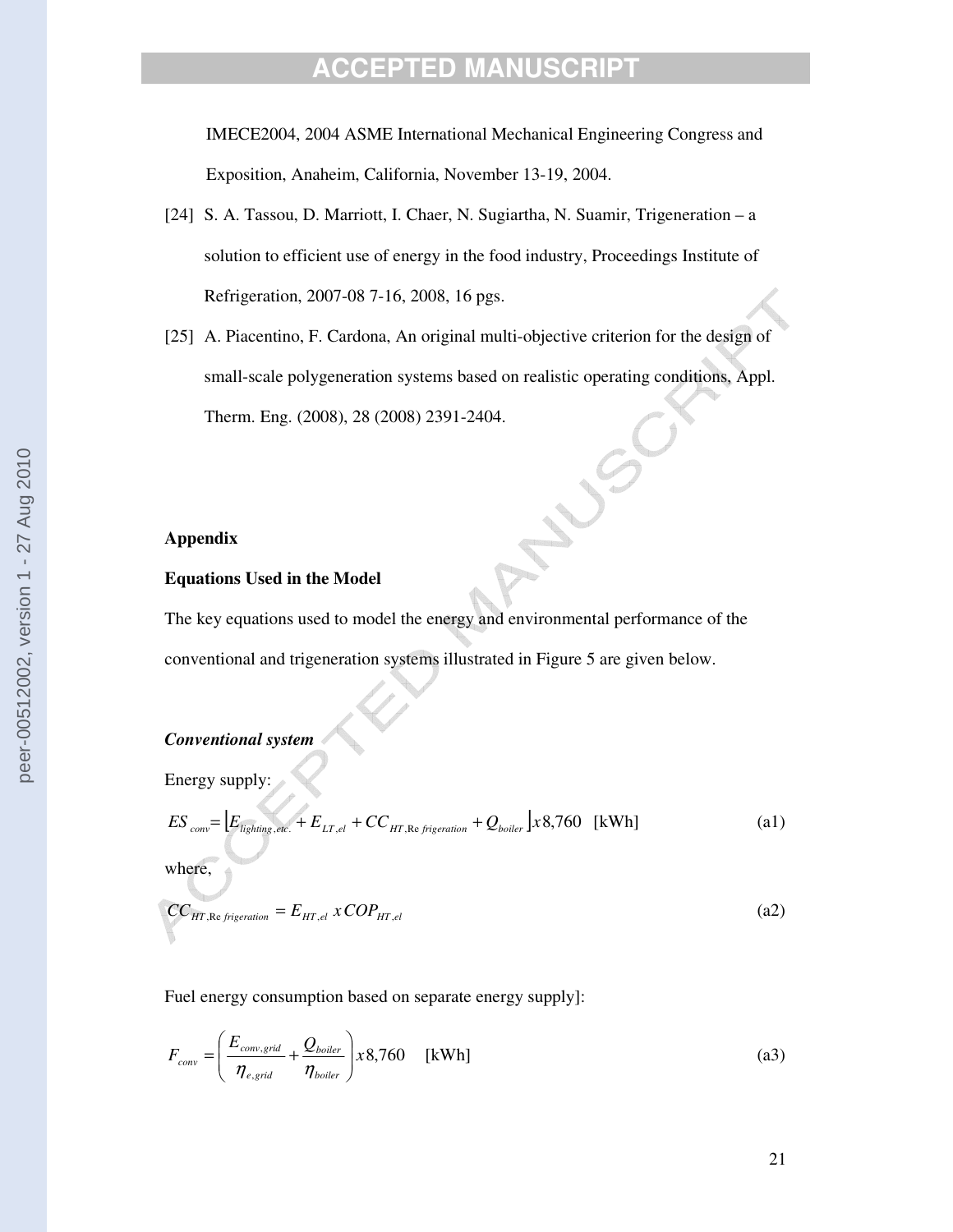IMECE2004, 2004 ASME International Mechanical Engineering Congress and Exposition, Anaheim, California, November 13-19, 2004.

[24] S. A. Tassou, D. Marriott, I. Chaer, N. Sugiartha, N. Suamir, Trigeneration – a solution to efficient use of energy in the food industry, Proceedings Institute of Refrigeration, 2007-08 7-16, 2008, 16 pgs.

[25] A. Piacentino, F. Cardona, An original multi-objective criterion for the design of small-scale polygeneration systems based on realistic operating conditions, Appl. Therm. Eng. (2008), 28 (2008) 2391-2404.

**Appendix**

**Equations Used in the Model**

The key equations used to model the energy and environmental performance of the conventional and trigeneration systems illustrated in Figure 5 are given below.

***Conventional system***

Energy supply:

$$ES_{conv} = \left[E_{lighting,etc.} + E_{LT,el} + CC_{HT,Refrigeration} + Q_{boiler}\right] x 8{,}760 \quad \text{[kWh]} \tag{a1}$$

where,

$$CC_{HT,Refrigeration} = E_{HT,el} \; x \, COP_{HT,el} \tag{a2}$$

Fuel energy consumption based on separate energy supply]:

$$F_{conv} = \left(\frac{E_{conv,grid}}{\eta_{e,grid}} + \frac{Q_{boiler}}{\eta_{boiler}}\right) x 8{,}760 \quad \text{[kWh]} \tag{a3}$$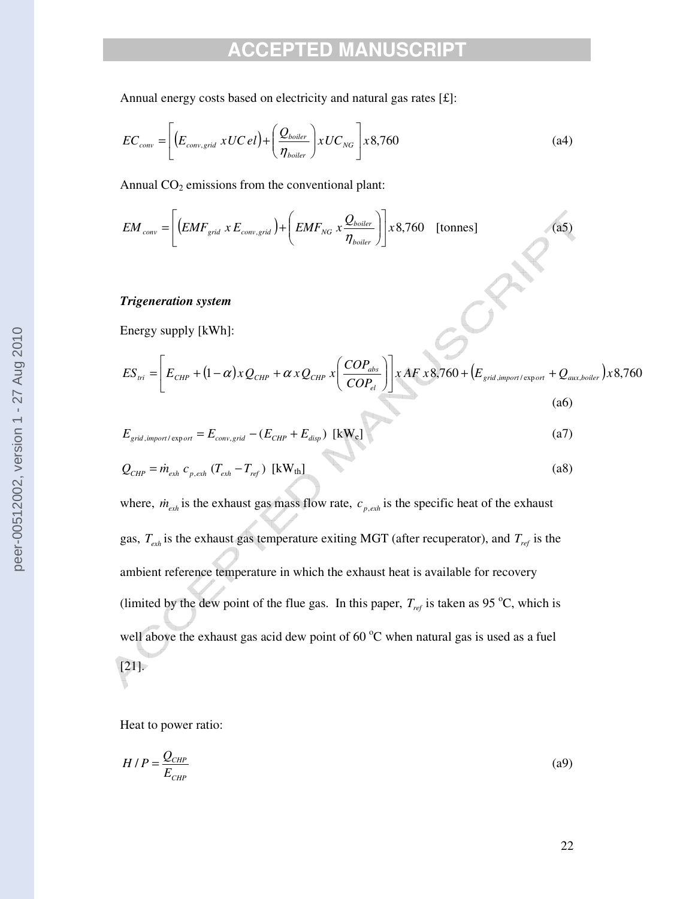Annual energy costs based on electricity and natural gas rates [£]:

$$EC_{conv} = \left[ \left( E_{conv,grid} \; x \, UC \, el \right) + \left( \frac{Q_{boiler}}{\eta_{boiler}} \right) x \, UC_{NG} \right] x \, 8{,}760 \tag{a4}$$

Annual $CO_2$ emissions from the conventional plant:

$$EM_{conv} = \left[ \left( EMF_{grid} \; x \, E_{conv,grid} \right) + \left( EMF_{NG} \; x \, \frac{Q_{boiler}}{\eta_{boiler}} \right) \right] x \, 8{,}760 \quad \text{[tonnes]} \tag{a5}$$

***Trigeneration system***

Energy supply [kWh]:

$$ES_{tri} = \left[ E_{CHP} + (1-\alpha) \, x \, Q_{CHP} + \alpha \, x \, Q_{CHP} \; x \left( \frac{COP_{abs}}{COP_{el}} \right) \right] x \, AF \, x \, 8{,}760 + \left( E_{grid,import/export} + Q_{aux,boiler} \right) x \, 8{,}760 \tag{a6}$$

$$E_{grid,import/export} = E_{conv,grid} - (E_{CHP} + E_{disp}) \;\; [\text{kW}_e] \tag{a7}$$

$$Q_{CHP} = \dot{m}_{exh} \; c_{p,exh} \; (T_{exh} - T_{ref}) \;\; [\text{kW}_{th}] \tag{a8}$$

where, $\dot{m}_{exh}$ is the exhaust gas mass flow rate, $c_{p,exh}$ is the specific heat of the exhaust gas, $T_{exh}$ is the exhaust gas temperature exiting MGT (after recuperator), and $T_{ref}$ is the ambient reference temperature in which the exhaust heat is available for recovery (limited by the dew point of the flue gas. In this paper, $T_{ref}$ is taken as 95 $^{o}$C, which is well above the exhaust gas acid dew point of 60 $^{o}$C when natural gas is used as a fuel [21].

Heat to power ratio:

$$H/P = \frac{Q_{CHP}}{E_{CHP}} \tag{a9}$$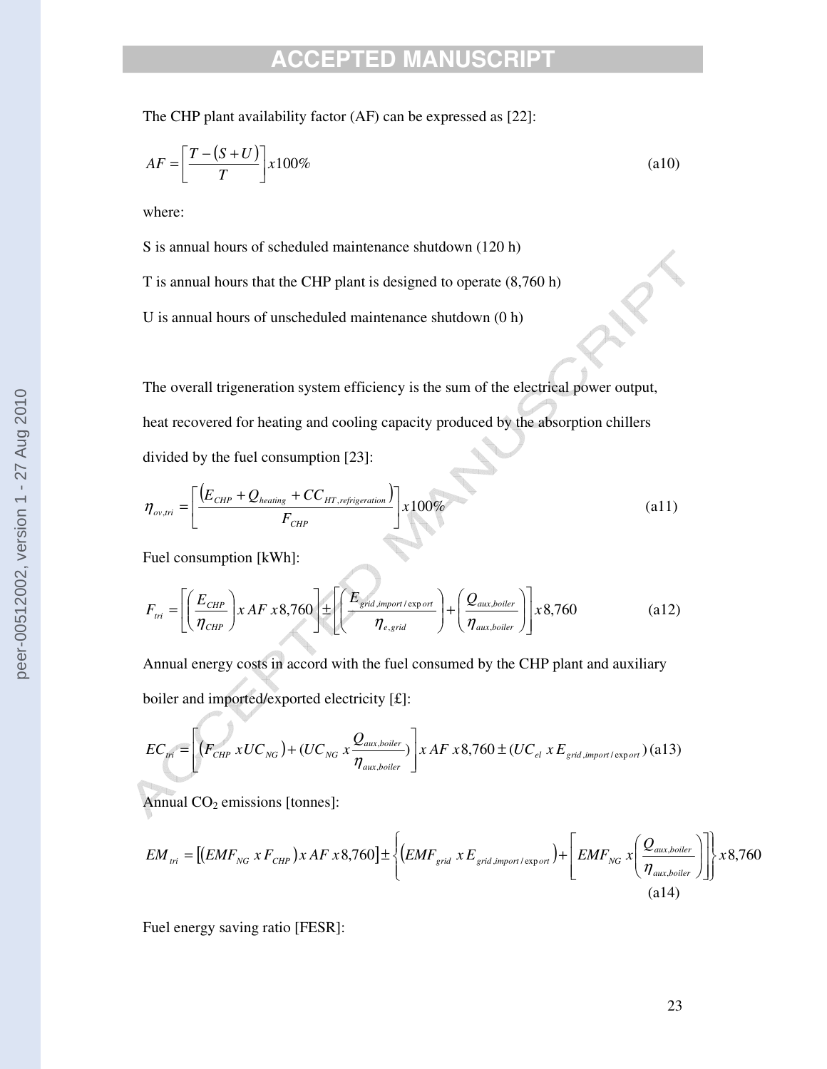The CHP plant availability factor (AF) can be expressed as [22]:

$$AF = \left[\frac{T-(S+U)}{T}\right] x100\% \quad \text{(a10)}$$

where:

S is annual hours of scheduled maintenance shutdown (120 h)

T is annual hours that the CHP plant is designed to operate (8,760 h)

U is annual hours of unscheduled maintenance shutdown (0 h)

The overall trigeneration system efficiency is the sum of the electrical power output, heat recovered for heating and cooling capacity produced by the absorption chillers divided by the fuel consumption [23]:

$$\eta_{ov,tri} = \left[\frac{\left(E_{CHP} + Q_{heating} + CC_{HT,refrigeration}\right)}{F_{CHP}}\right] x100\% \quad \text{(a11)}$$

Fuel consumption [kWh]:

$$F_{tri} = \left[\left(\frac{E_{CHP}}{\eta_{CHP}}\right) x\, AF\ x8{,}760\right] \pm \left[\left(\frac{E_{grid,import/export}}{\eta_{e,grid}}\right) + \left(\frac{Q_{aux,boiler}}{\eta_{aux,boiler}}\right)\right] x8{,}760 \quad \text{(a12)}$$

Annual energy costs in accord with the fuel consumed by the CHP plant and auxiliary boiler and imported/exported electricity [£]:

$$EC_{tri} = \left[\left(F_{CHP}\ xUC_{NG}\right) + \left(UC_{NG}\ x\frac{Q_{aux,boiler}}{\eta_{aux,boiler}}\right)\right] x\, AF\ x8{,}760 \pm \left(UC_{el}\ x\, E_{grid,import/export}\right) \quad \text{(a13)}$$

Annual $CO_2$ emissions [tonnes]:

$$EM_{tri} = \left[\left(EMF_{NG}\ x\, F_{CHP}\right) x\, AF\ x8{,}760\right] \pm \left\{\left(EMF_{grid}\ x\, E_{grid,import/export}\right) + \left[EMF_{NG}\ x\left(\frac{Q_{aux,boiler}}{\eta_{aux,boiler}}\right)\right]\right\} x8{,}760 \quad \text{(a14)}$$

Fuel energy saving ratio [FESR]: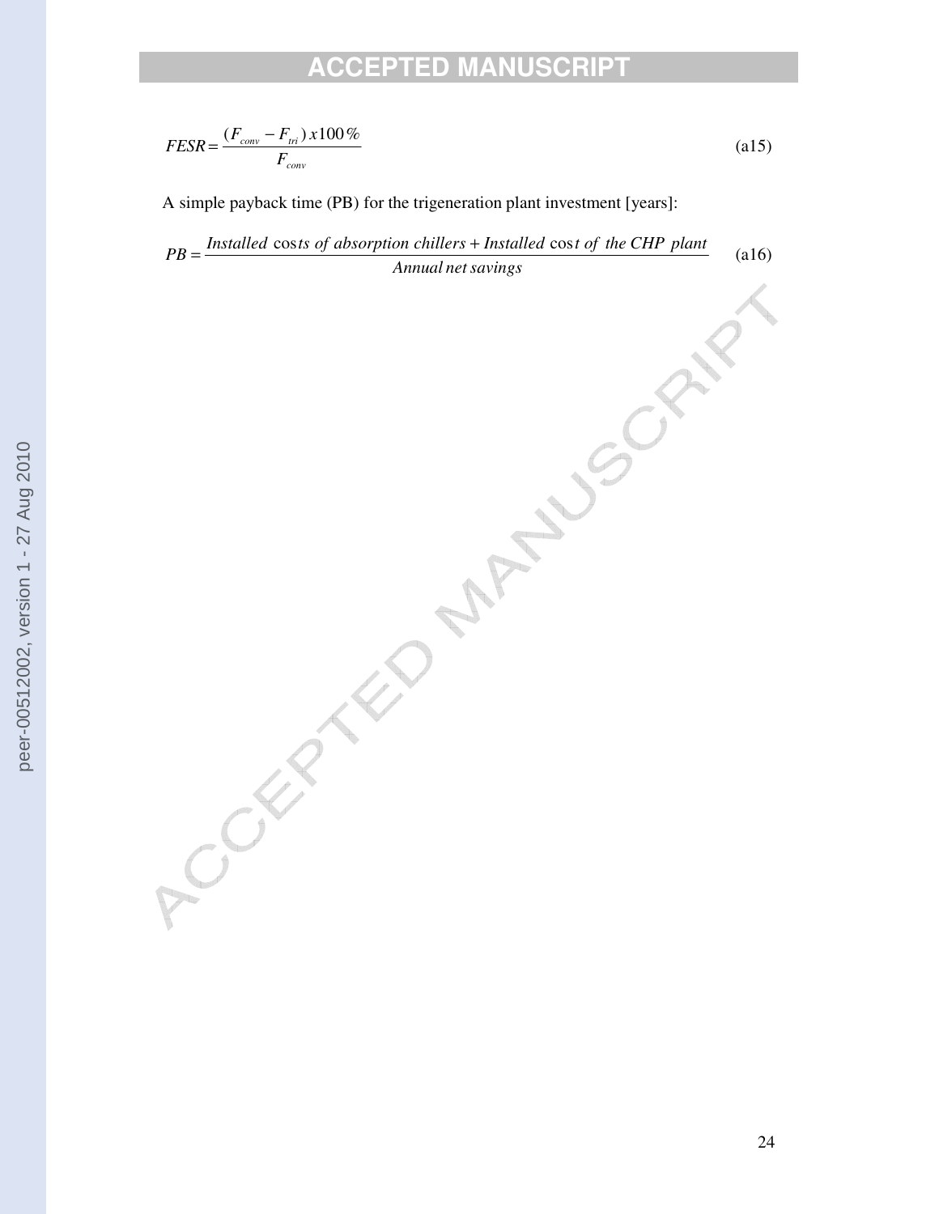$$FESR = \frac{(F_{conv} - F_{tri})\, x100\%}{F_{conv}} \tag{a15}$$

A simple payback time (PB) for the trigeneration plant investment [years]:

$$PB = \frac{Installed\ costs\ of\ absorption\ chillers + Installed\ cost\ of\ the\ CHP\ plant}{Annual\ net\ savings} \tag{a16}$$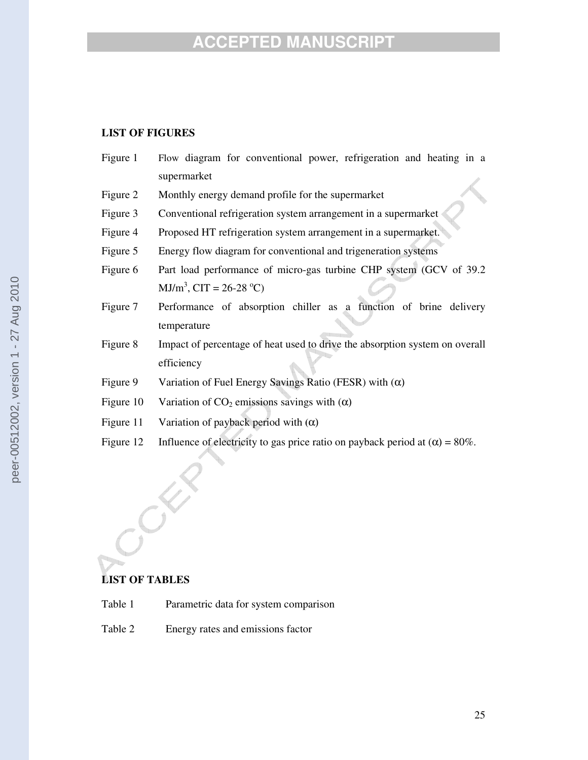**LIST OF FIGURES**

Figure 1 Flow diagram for conventional power, refrigeration and heating in a supermarket

Figure 2 Monthly energy demand profile for the supermarket

Figure 3 Conventional refrigeration system arrangement in a supermarket

Figure 4 Proposed HT refrigeration system arrangement in a supermarket.

Figure 5 Energy flow diagram for conventional and trigeneration systems

Figure 6 Part load performance of micro-gas turbine CHP system (GCV of 39.2 $MJ/m^3$, CIT = 26-28 $^oC$)

Figure 7 Performance of absorption chiller as a function of brine delivery temperature

Figure 8 Impact of percentage of heat used to drive the absorption system on overall efficiency

Figure 9 Variation of Fuel Energy Savings Ratio (FESR) with ($\alpha$)

Figure 10 Variation of $CO_2$ emissions savings with ($\alpha$)

Figure 11 Variation of payback period with ($\alpha$)

Figure 12 Influence of electricity to gas price ratio on payback period at ($\alpha$) = 80%.

**LIST OF TABLES**

Table 1 Parametric data for system comparison

Table 2 Energy rates and emissions factor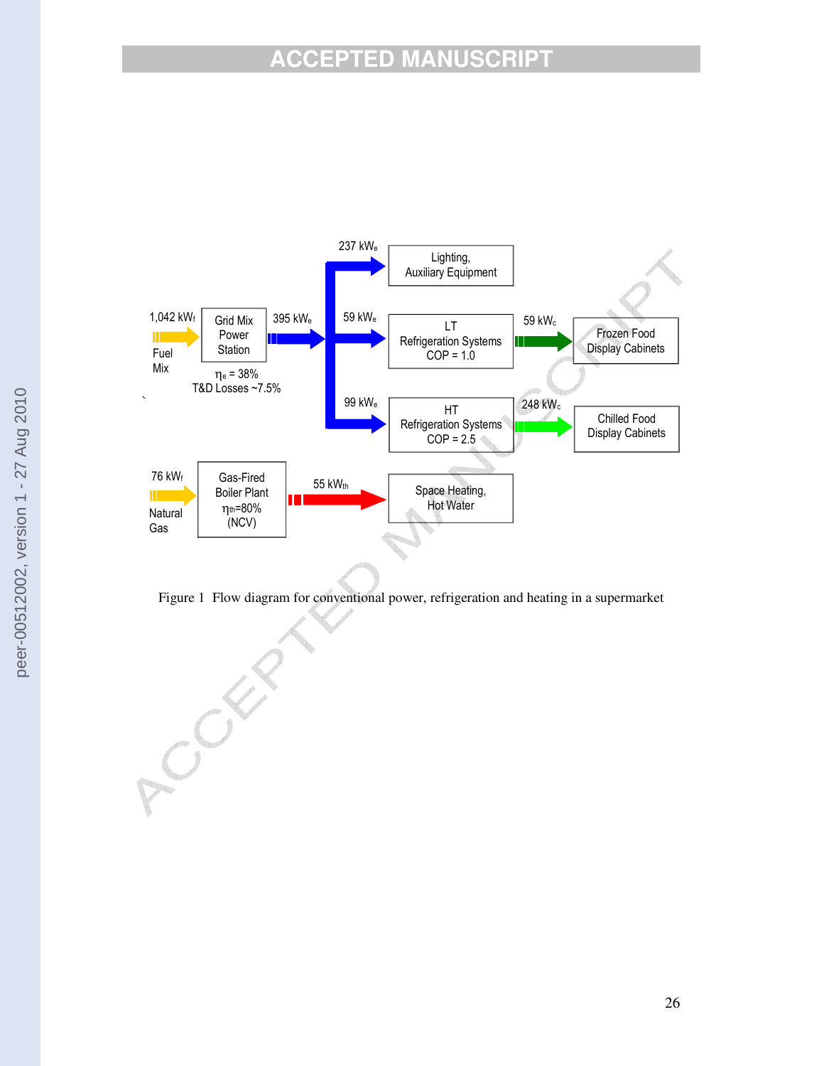Figure 1 Flow diagram for conventional power, refrigeration and heating in a supermarket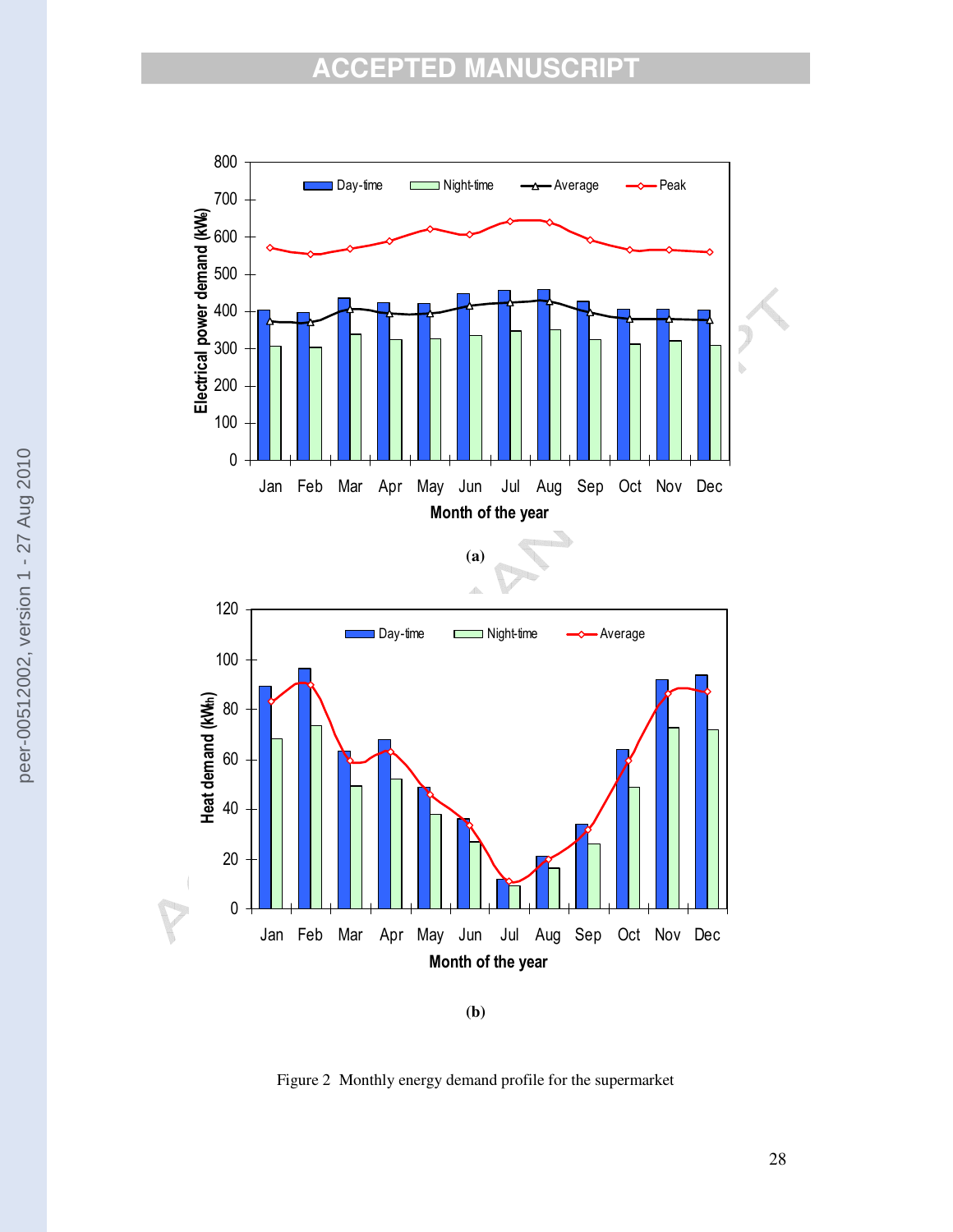(a)

(b)

Figure 2 Monthly energy demand profile for the supermarket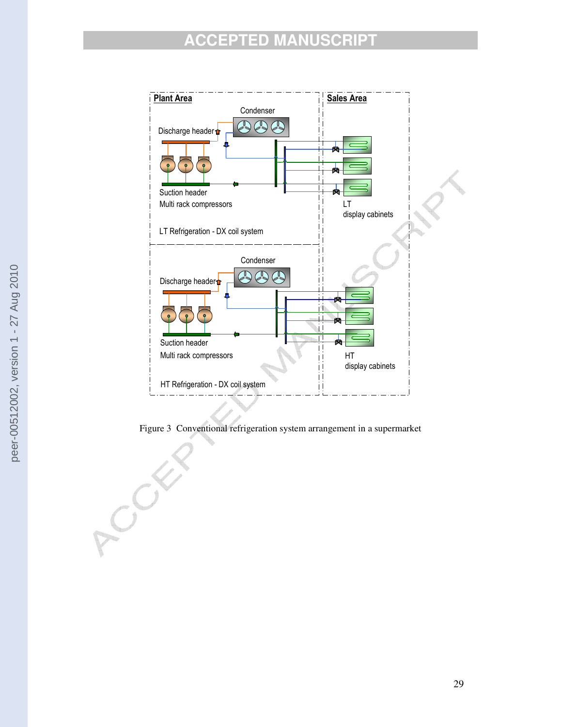Figure 3 Conventional refrigeration system arrangement in a supermarket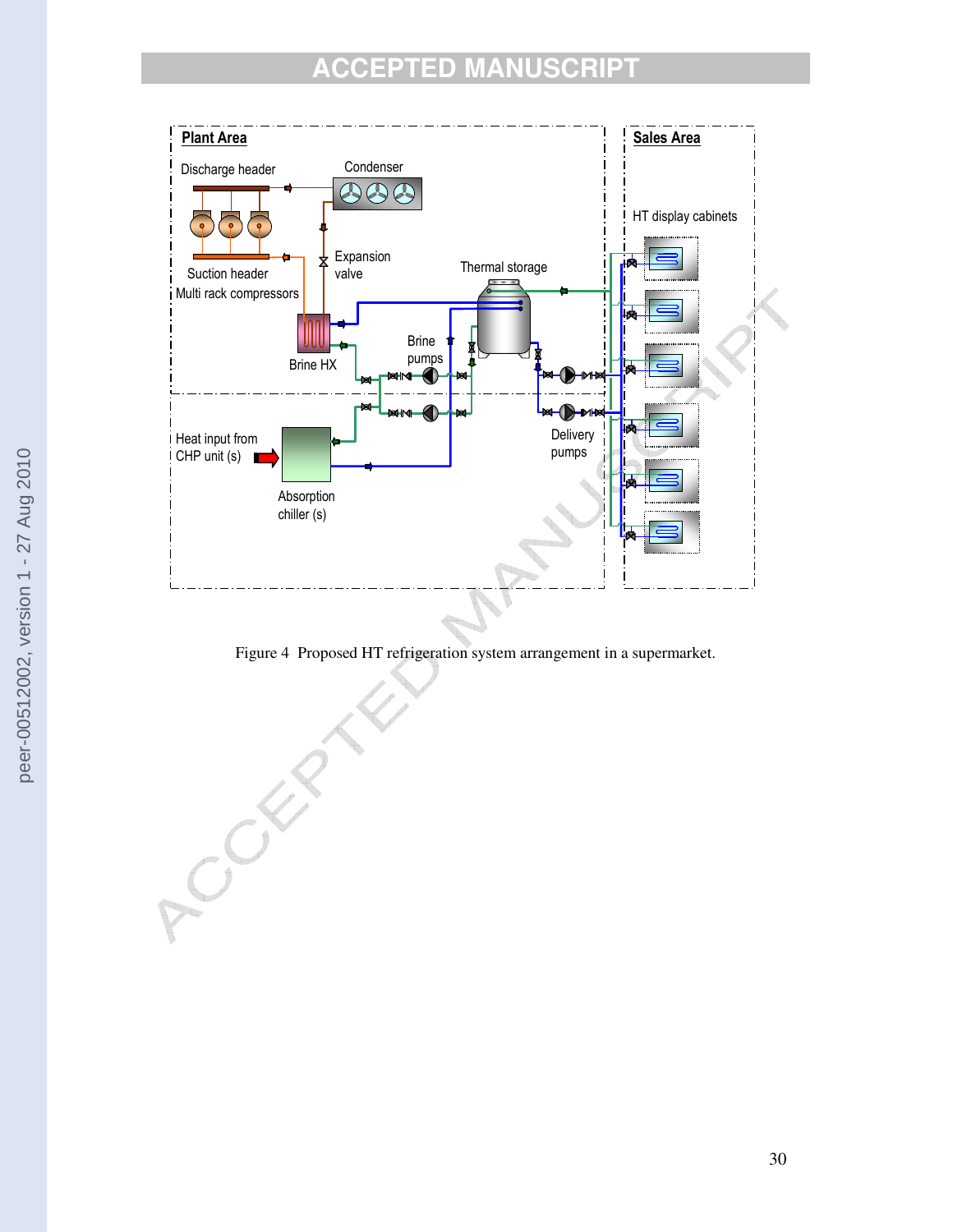Figure 4 Proposed HT refrigeration system arrangement in a supermarket.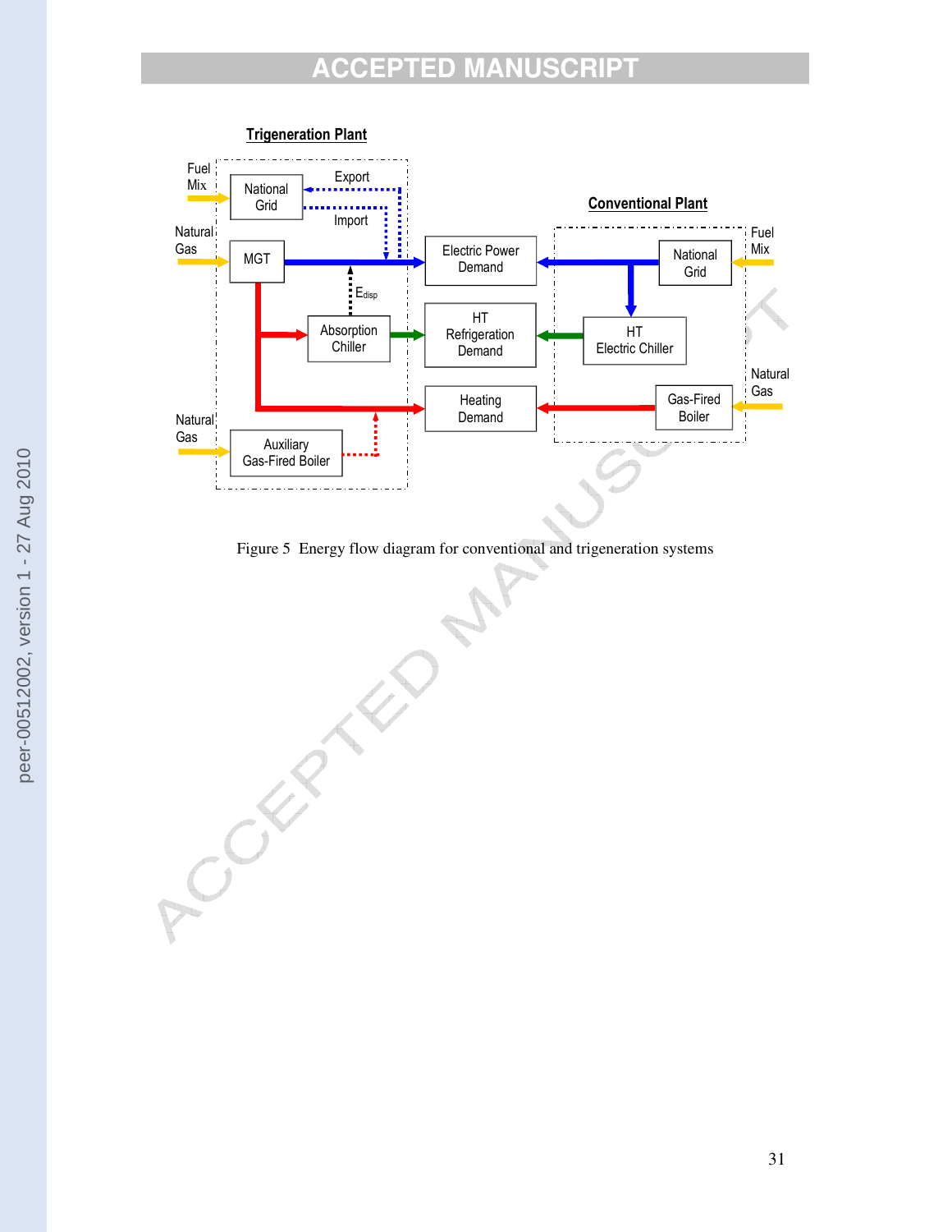Figure 5  Energy flow diagram for conventional and trigeneration systems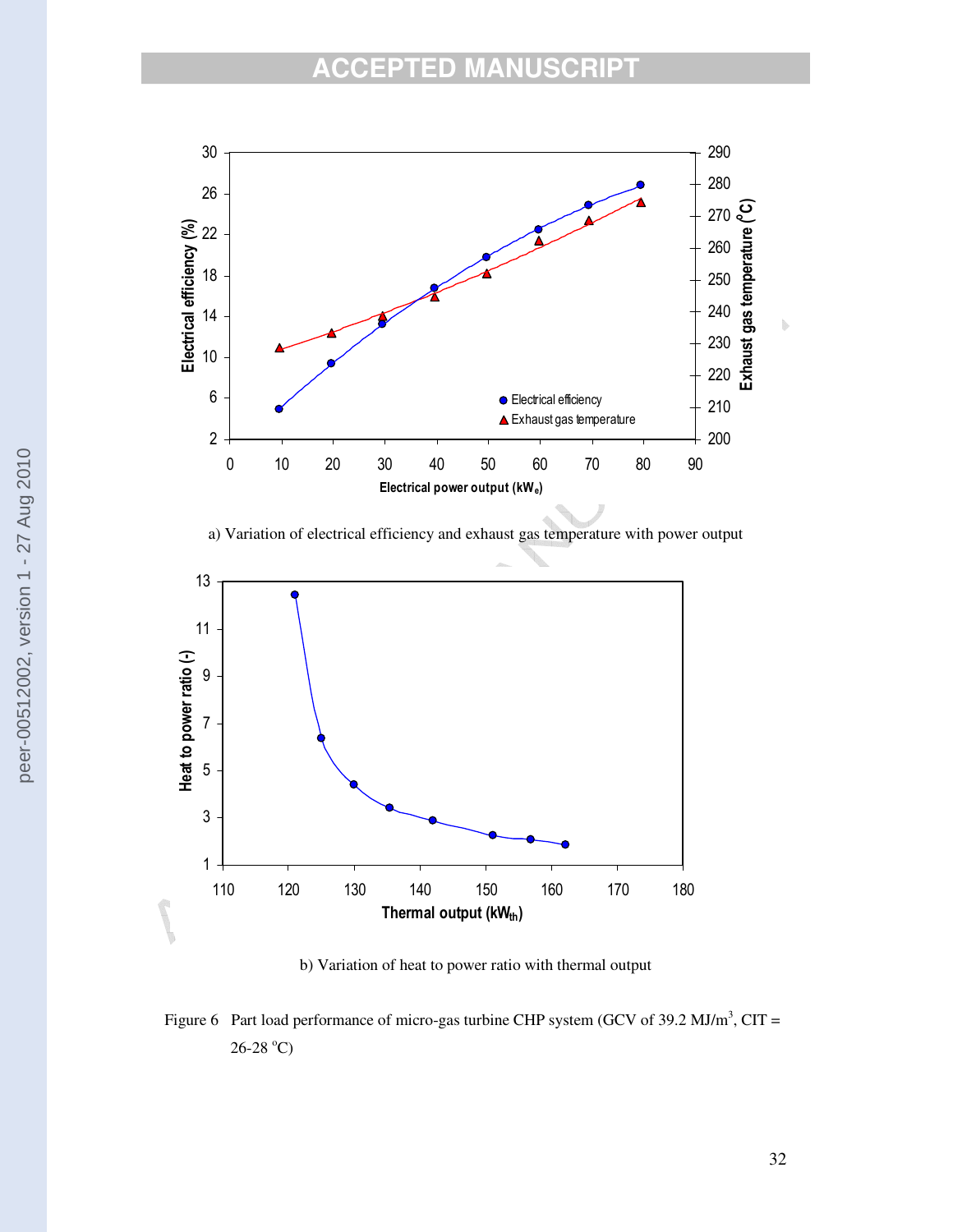a) Variation of electrical efficiency and exhaust gas temperature with power output

b) Variation of heat to power ratio with thermal output

Figure 6 Part load performance of micro-gas turbine CHP system (GCV of 39.2 MJ/m$^3$, CIT = 26-28 $^o$C)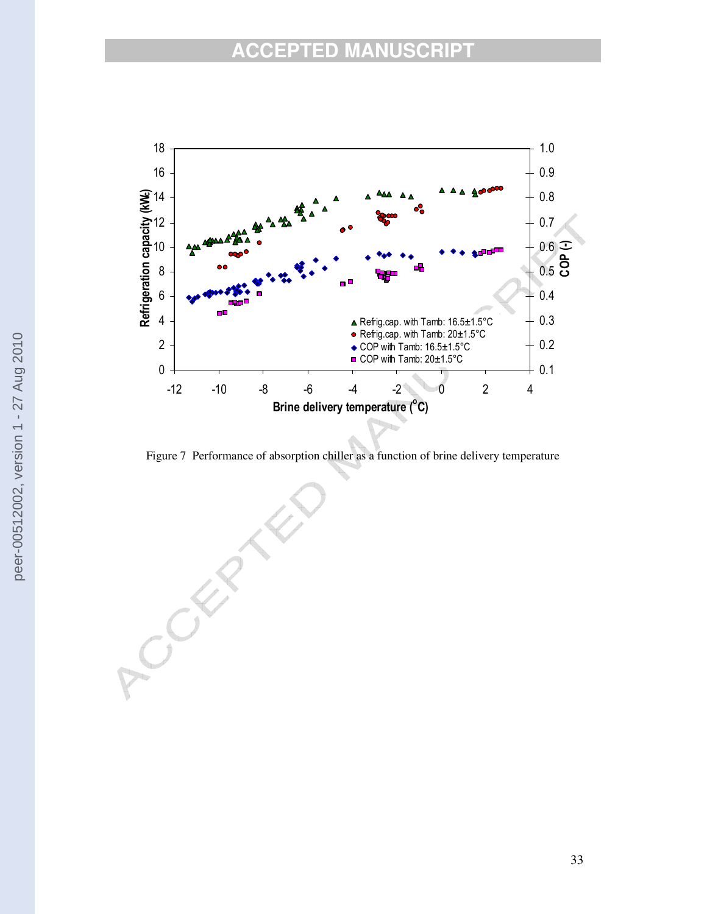Figure 7 Performance of absorption chiller as a function of brine delivery temperature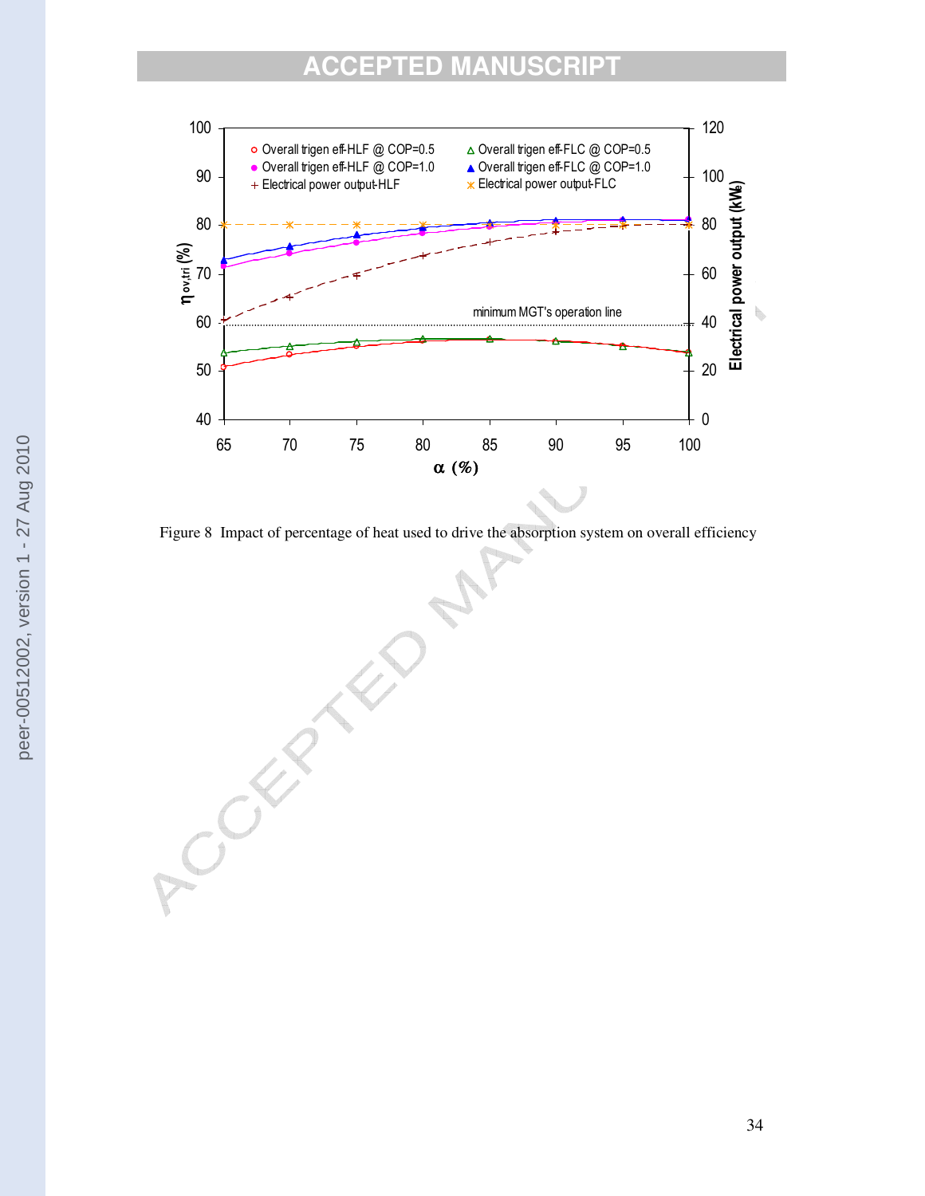Figure 8 Impact of percentage of heat used to drive the absorption system on overall efficiency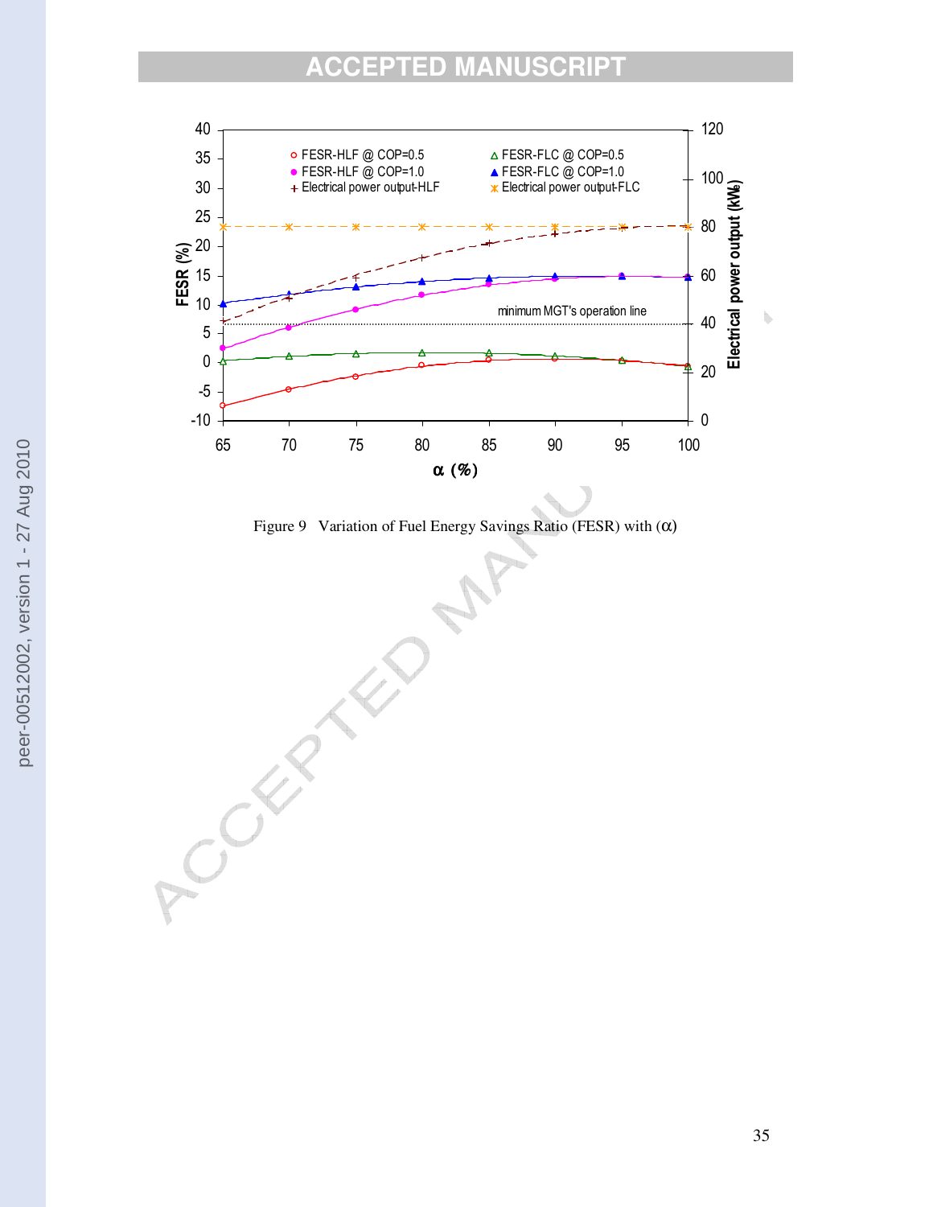Figure 9 Variation of Fuel Energy Savings Ratio (FESR) with ($\alpha$)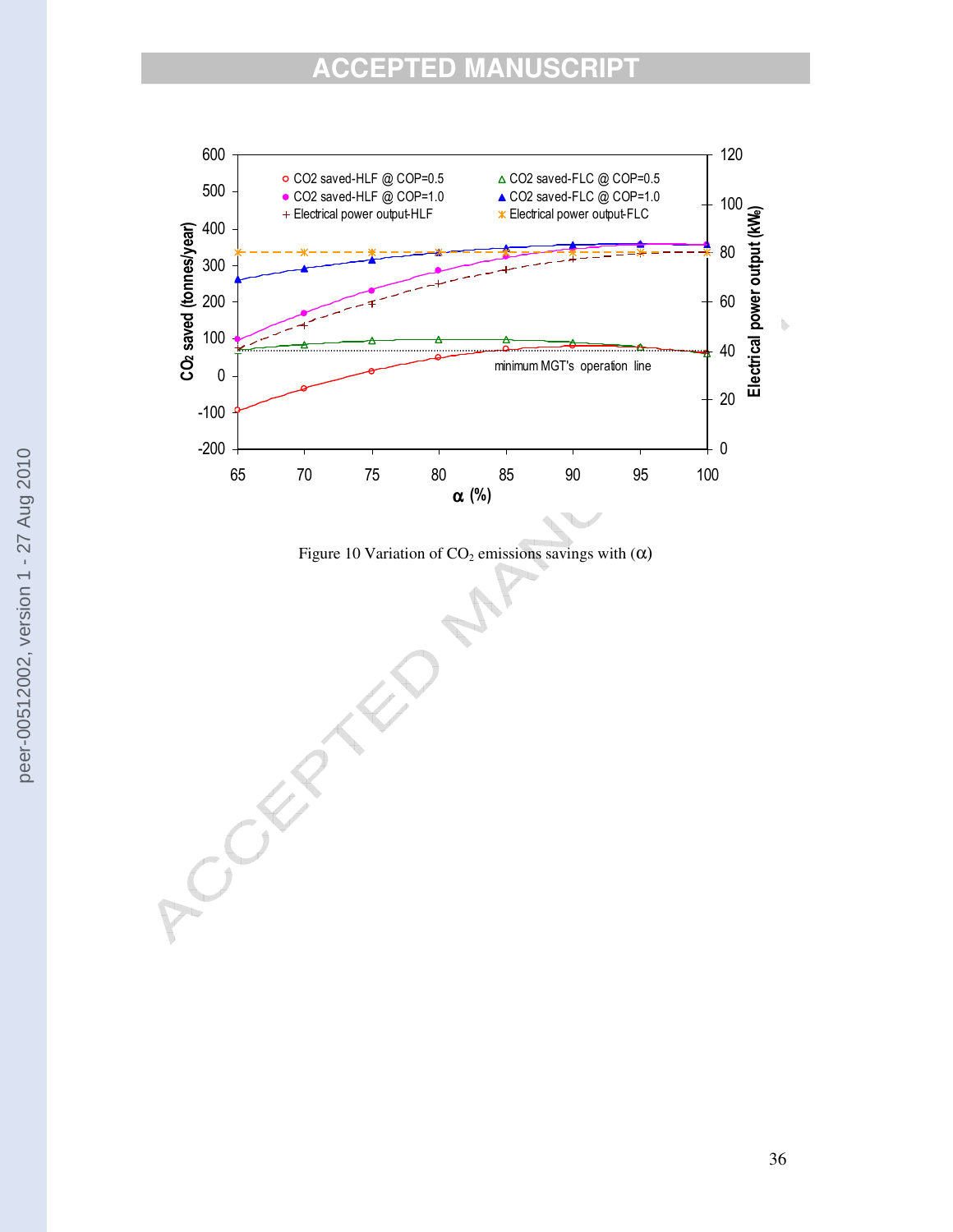Figure 10 Variation of $CO_2$ emissions savings with ($\alpha$)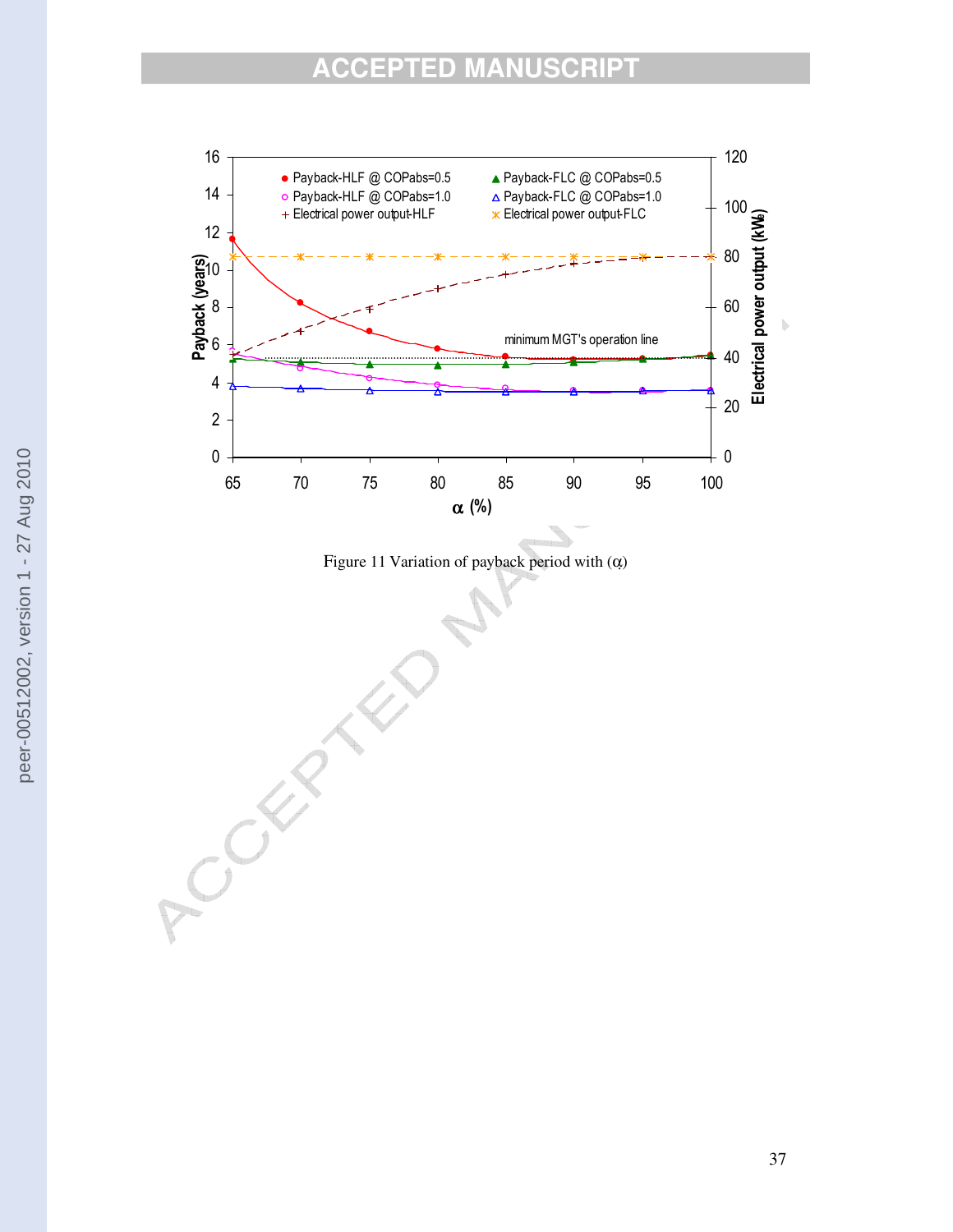Figure 11 Variation of payback period with ($\alpha$)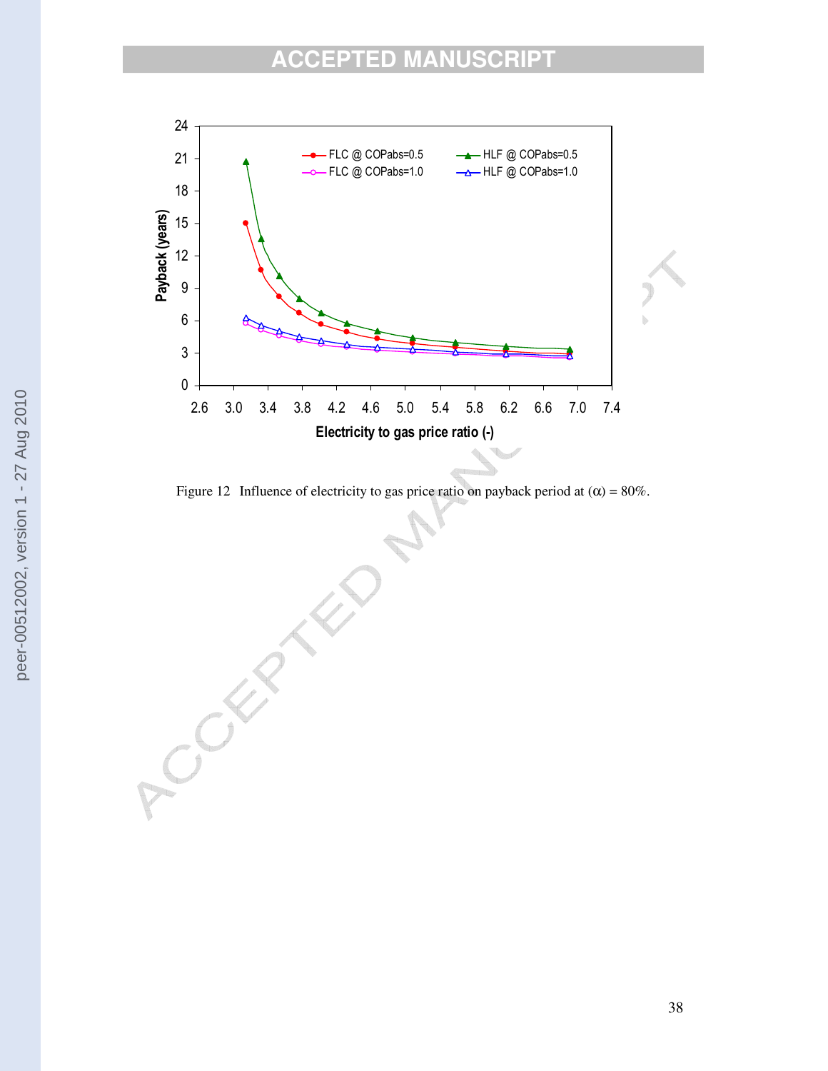Figure 12 Influence of electricity to gas price ratio on payback period at (α) = 80%.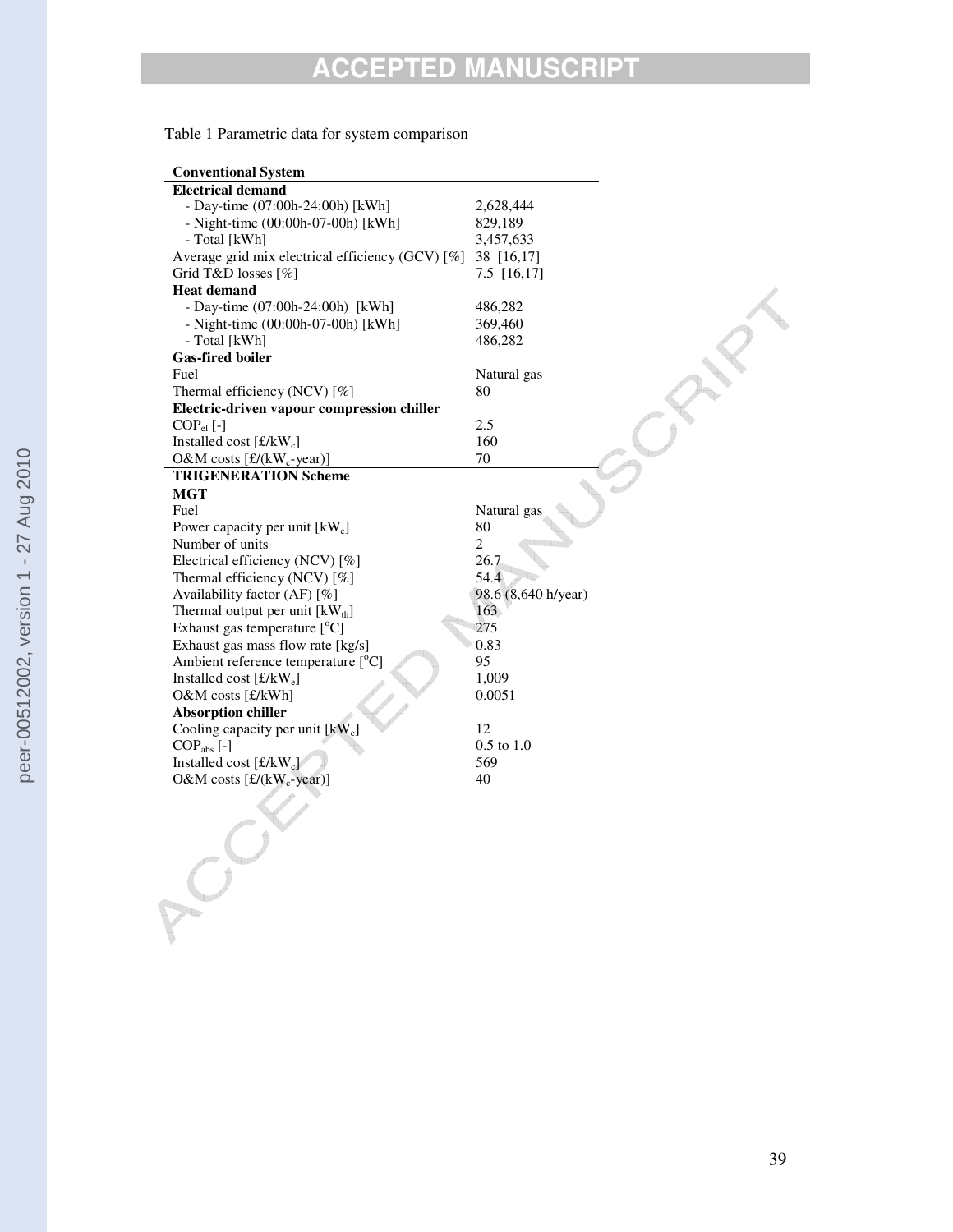Table 1 Parametric data for system comparison

| **Conventional System** | |
|---|---|
| **Electrical demand** | |
| - Day-time (07:00h-24:00h) [kWh] | 2,628,444 |
| - Night-time (00:00h-07-00h) [kWh] | 829,189 |
| - Total [kWh] | 3,457,633 |
| Average grid mix electrical efficiency (GCV) [%] | 38 [16,17] |
| Grid T&D losses [%] | 7.5 [16,17] |
| **Heat demand** | |
| - Day-time (07:00h-24:00h) [kWh] | 486,282 |
| - Night-time (00:00h-07-00h) [kWh] | 369,460 |
| - Total [kWh] | 486,282 |
| **Gas-fired boiler** | |
| Fuel | Natural gas |
| Thermal efficiency (NCV) [%] | 80 |
| **Electric-driven vapour compression chiller** | |
| $COP_{el}$ [-] | 2.5 |
| Installed cost [£/$kW_c$] | 160 |
| O&M costs [£/($kW_c$-year)] | 70 |
| **TRIGENERATION Scheme** | |
| **MGT** | |
| Fuel | Natural gas |
| Power capacity per unit [$kW_e$] | 80 |
| Number of units | 2 |
| Electrical efficiency (NCV) [%] | 26.7 |
| Thermal efficiency (NCV) [%] | 54.4 |
| Availability factor (AF) [%] | 98.6 (8,640 h/year) |
| Thermal output per unit [$kW_{th}$] | 163 |
| Exhaust gas temperature [$^oC$] | 275 |
| Exhaust gas mass flow rate [kg/s] | 0.83 |
| Ambient reference temperature [$^oC$] | 95 |
| Installed cost [£/$kW_e$] | 1,009 |
| O&M costs [£/kWh] | 0.0051 |
| **Absorption chiller** | |
| Cooling capacity per unit [$kW_c$] | 12 |
| $COP_{abs}$ [-] | 0.5 to 1.0 |
| Installed cost [£/$kW_c$] | 569 |
| O&M costs [£/($kW_c$-year)] | 40 |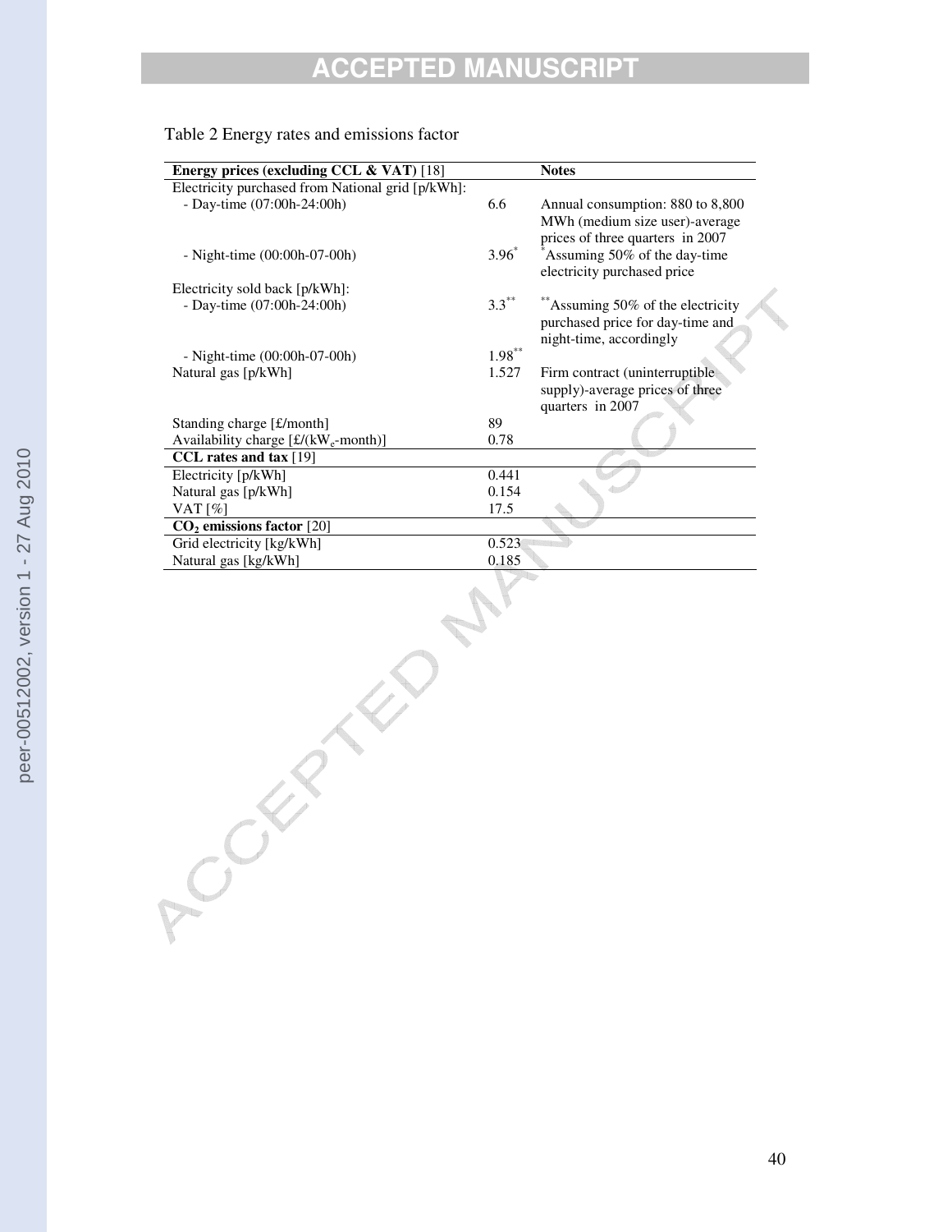Table 2 Energy rates and emissions factor

| **Energy prices (excluding CCL & VAT)** [18] | | **Notes** |
|---|---|---|
| Electricity purchased from National grid [p/kWh]: | | |
| - Day-time (07:00h-24:00h) | 6.6 | Annual consumption: 880 to 8,800 MWh (medium size user)-average prices of three quarters in 2007 |
| - Night-time (00:00h-07-00h) | 3.96* | *Assuming 50% of the day-time electricity purchased price |
| Electricity sold back [p/kWh]: | | |
| - Day-time (07:00h-24:00h) | 3.3** | **Assuming 50% of the electricity purchased price for day-time and night-time, accordingly |
| - Night-time (00:00h-07-00h) | 1.98** | |
| Natural gas [p/kWh] | 1.527 | Firm contract (uninterruptible supply)-average prices of three quarters in 2007 |
| Standing charge [£/month] | 89 | |
| Availability charge [£/($kW_e$-month)] | 0.78 | |
| **CCL rates and tax** [19] | | |
| Electricity [p/kWh] | 0.441 | |
| Natural gas [p/kWh] | 0.154 | |
| VAT [%] | 17.5 | |
| **$CO_2$ emissions factor** [20] | | |
| Grid electricity [kg/kWh] | 0.523 | |
| Natural gas [kg/kWh] | 0.185 | |